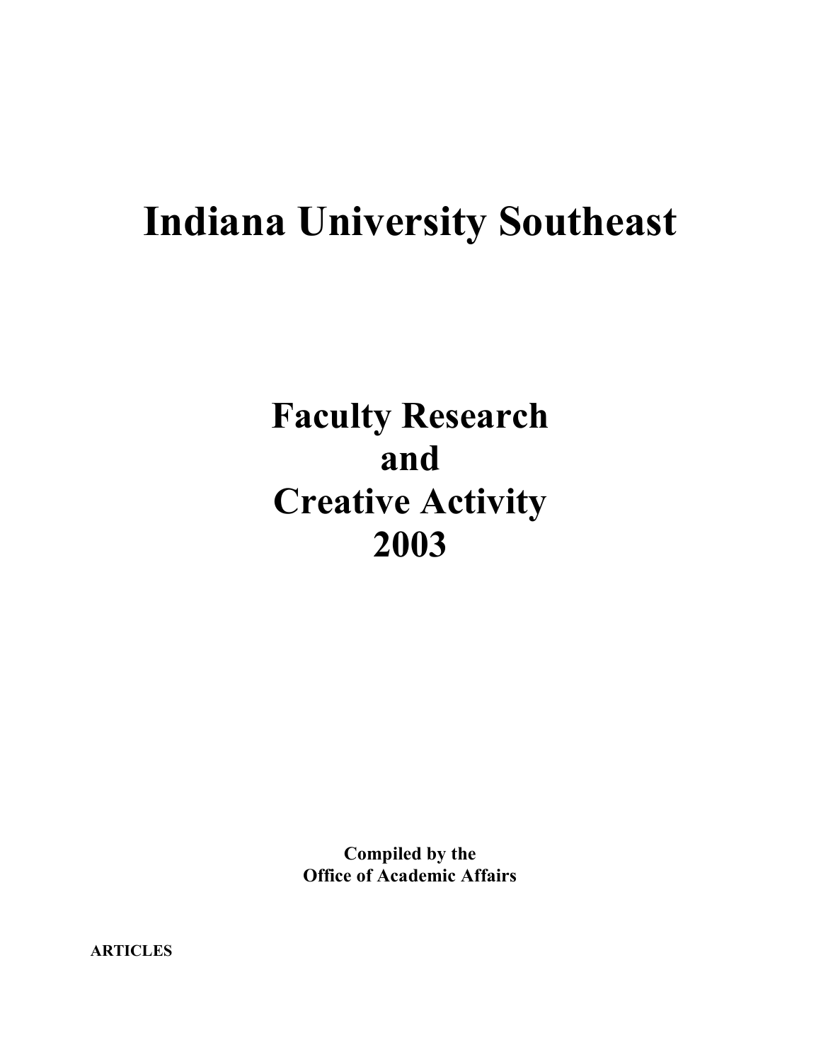# Indiana University Southeast

## Faculty Research
## and
## Creative Activity
## 2003

**Compiled by the**
**Office of Academic Affairs**

**ARTICLES**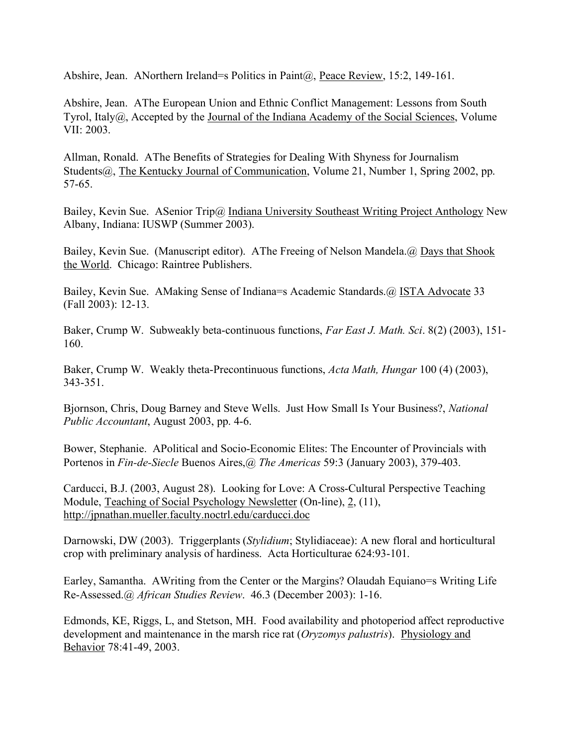Abshire, Jean. ANorthern Ireland=s Politics in Paint@, Peace Review, 15:2, 149-161.

Abshire, Jean. AThe European Union and Ethnic Conflict Management: Lessons from South Tyrol, Italy@, Accepted by the Journal of the Indiana Academy of the Social Sciences, Volume VII: 2003.

Allman, Ronald. AThe Benefits of Strategies for Dealing With Shyness for Journalism Students@, The Kentucky Journal of Communication, Volume 21, Number 1, Spring 2002, pp. 57-65.

Bailey, Kevin Sue. ASenior Trip@ Indiana University Southeast Writing Project Anthology New Albany, Indiana: IUSWP (Summer 2003).

Bailey, Kevin Sue. (Manuscript editor). AThe Freeing of Nelson Mandela.@ Days that Shook the World. Chicago: Raintree Publishers.

Bailey, Kevin Sue. AMaking Sense of Indiana=s Academic Standards.@ ISTA Advocate 33 (Fall 2003): 12-13.

Baker, Crump W. Subweakly beta-continuous functions, *Far East J. Math. Sci*. 8(2) (2003), 151-160.

Baker, Crump W. Weakly theta-Precontinuous functions, *Acta Math, Hungar* 100 (4) (2003), 343-351.

Bjornson, Chris, Doug Barney and Steve Wells. Just How Small Is Your Business?, *National Public Accountant*, August 2003, pp. 4-6.

Bower, Stephanie. APolitical and Socio-Economic Elites: The Encounter of Provincials with Portenos in *Fin-de-Siecle* Buenos Aires,@ *The Americas* 59:3 (January 2003), 379-403.

Carducci, B.J. (2003, August 28). Looking for Love: A Cross-Cultural Perspective Teaching Module, Teaching of Social Psychology Newsletter (On-line), 2, (11), http://jpnathan.mueller.faculty.noctrl.edu/carducci.doc

Darnowski, DW (2003). Triggerplants (*Stylidium*; Stylidiaceae): A new floral and horticultural crop with preliminary analysis of hardiness. Acta Horticulturae 624:93-101.

Earley, Samantha. AWriting from the Center or the Margins? Olaudah Equiano=s Writing Life Re-Assessed.@ *African Studies Review*. 46.3 (December 2003): 1-16.

Edmonds, KE, Riggs, L, and Stetson, MH. Food availability and photoperiod affect reproductive development and maintenance in the marsh rice rat (*Oryzomys palustris*). Physiology and Behavior 78:41-49, 2003.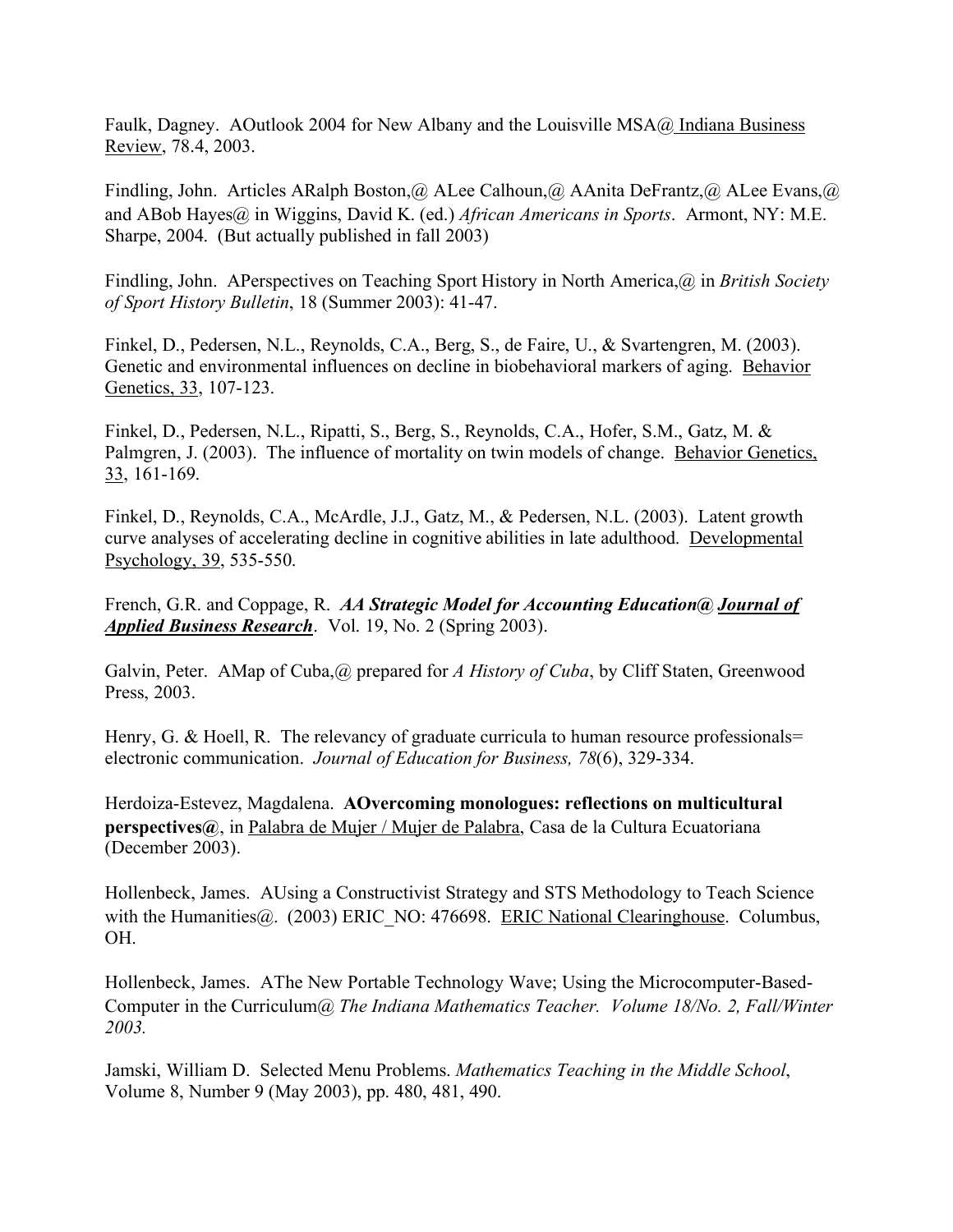Faulk, Dagney. AOutlook 2004 for New Albany and the Louisville MSA@ Indiana Business Review, 78.4, 2003.

Findling, John. Articles ARalph Boston,@ ALee Calhoun,@ AAnita DeFrantz,@ ALee Evans,@ and ABob Hayes@ in Wiggins, David K. (ed.) *African Americans in Sports*. Armont, NY: M.E. Sharpe, 2004. (But actually published in fall 2003)

Findling, John. APerspectives on Teaching Sport History in North America,@ in *British Society of Sport History Bulletin*, 18 (Summer 2003): 41-47.

Finkel, D., Pedersen, N.L., Reynolds, C.A., Berg, S., de Faire, U., & Svartengren, M. (2003). Genetic and environmental influences on decline in biobehavioral markers of aging. Behavior Genetics, 33, 107-123.

Finkel, D., Pedersen, N.L., Ripatti, S., Berg, S., Reynolds, C.A., Hofer, S.M., Gatz, M. & Palmgren, J. (2003). The influence of mortality on twin models of change. Behavior Genetics, 33, 161-169.

Finkel, D., Reynolds, C.A., McArdle, J.J., Gatz, M., & Pedersen, N.L. (2003). Latent growth curve analyses of accelerating decline in cognitive abilities in late adulthood. Developmental Psychology, 39, 535-550.

French, G.R. and Coppage, R. ***AA Strategic Model for Accounting Education@ Journal of Applied Business Research***. Vol. 19, No. 2 (Spring 2003).

Galvin, Peter. AMap of Cuba,@ prepared for *A History of Cuba*, by Cliff Staten, Greenwood Press, 2003.

Henry, G. & Hoell, R. The relevancy of graduate curricula to human resource professionals= electronic communication. *Journal of Education for Business, 78*(6), 329-334.

Herdoiza-Estevez, Magdalena. **AOvercoming monologues: reflections on multicultural perspectives@**, in Palabra de Mujer / Mujer de Palabra, Casa de la Cultura Ecuatoriana (December 2003).

Hollenbeck, James. AUsing a Constructivist Strategy and STS Methodology to Teach Science with the Humanities@. (2003) ERIC_NO: 476698. ERIC National Clearinghouse. Columbus, OH.

Hollenbeck, James. AThe New Portable Technology Wave; Using the Microcomputer-Based-Computer in the Curriculum@ *The Indiana Mathematics Teacher. Volume 18/No. 2, Fall/Winter 2003.*

Jamski, William D. Selected Menu Problems. *Mathematics Teaching in the Middle School*, Volume 8, Number 9 (May 2003), pp. 480, 481, 490.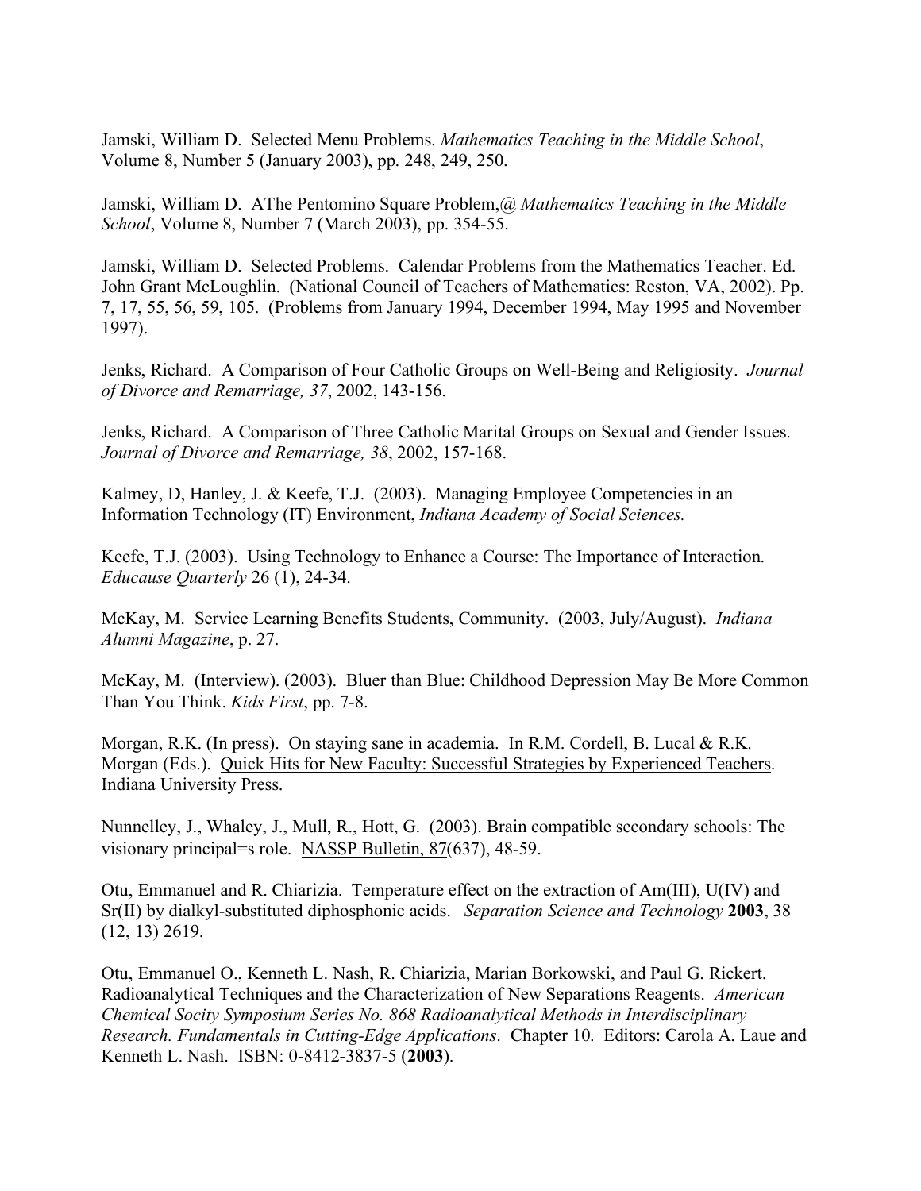Jamski, William D. Selected Menu Problems. *Mathematics Teaching in the Middle School*, Volume 8, Number 5 (January 2003), pp. 248, 249, 250.

Jamski, William D. AThe Pentomino Square Problem,@ *Mathematics Teaching in the Middle School*, Volume 8, Number 7 (March 2003), pp. 354-55.

Jamski, William D. Selected Problems. Calendar Problems from the Mathematics Teacher. Ed. John Grant McLoughlin. (National Council of Teachers of Mathematics: Reston, VA, 2002). Pp. 7, 17, 55, 56, 59, 105. (Problems from January 1994, December 1994, May 1995 and November 1997).

Jenks, Richard. A Comparison of Four Catholic Groups on Well-Being and Religiosity. *Journal of Divorce and Remarriage, 37*, 2002, 143-156.

Jenks, Richard. A Comparison of Three Catholic Marital Groups on Sexual and Gender Issues. *Journal of Divorce and Remarriage, 38*, 2002, 157-168.

Kalmey, D, Hanley, J. & Keefe, T.J. (2003). Managing Employee Competencies in an Information Technology (IT) Environment, *Indiana Academy of Social Sciences.*

Keefe, T.J. (2003). Using Technology to Enhance a Course: The Importance of Interaction. *Educause Quarterly* 26 (1), 24-34.

McKay, M. Service Learning Benefits Students, Community. (2003, July/August). *Indiana Alumni Magazine*, p. 27.

McKay, M. (Interview). (2003). Bluer than Blue: Childhood Depression May Be More Common Than You Think. *Kids First*, pp. 7-8.

Morgan, R.K. (In press). On staying sane in academia. In R.M. Cordell, B. Lucal & R.K. Morgan (Eds.). <u>Quick Hits for New Faculty: Successful Strategies by Experienced Teachers</u>. Indiana University Press.

Nunnelley, J., Whaley, J., Mull, R., Hott, G. (2003). Brain compatible secondary schools: The visionary principal=s role. <u>NASSP Bulletin, 87</u>(637), 48-59.

Otu, Emmanuel and R. Chiarizia. Temperature effect on the extraction of Am(III), U(IV) and Sr(II) by dialkyl-substituted diphosphonic acids. *Separation Science and Technology* **2003**, 38 (12, 13) 2619.

Otu, Emmanuel O., Kenneth L. Nash, R. Chiarizia, Marian Borkowski, and Paul G. Rickert. Radioanalytical Techniques and the Characterization of New Separations Reagents. *American Chemical Socity Symposium Series No. 868 Radioanalytical Methods in Interdisciplinary Research. Fundamentals in Cutting-Edge Applications*. Chapter 10. Editors: Carola A. Laue and Kenneth L. Nash. ISBN: 0-8412-3837-5 (**2003**).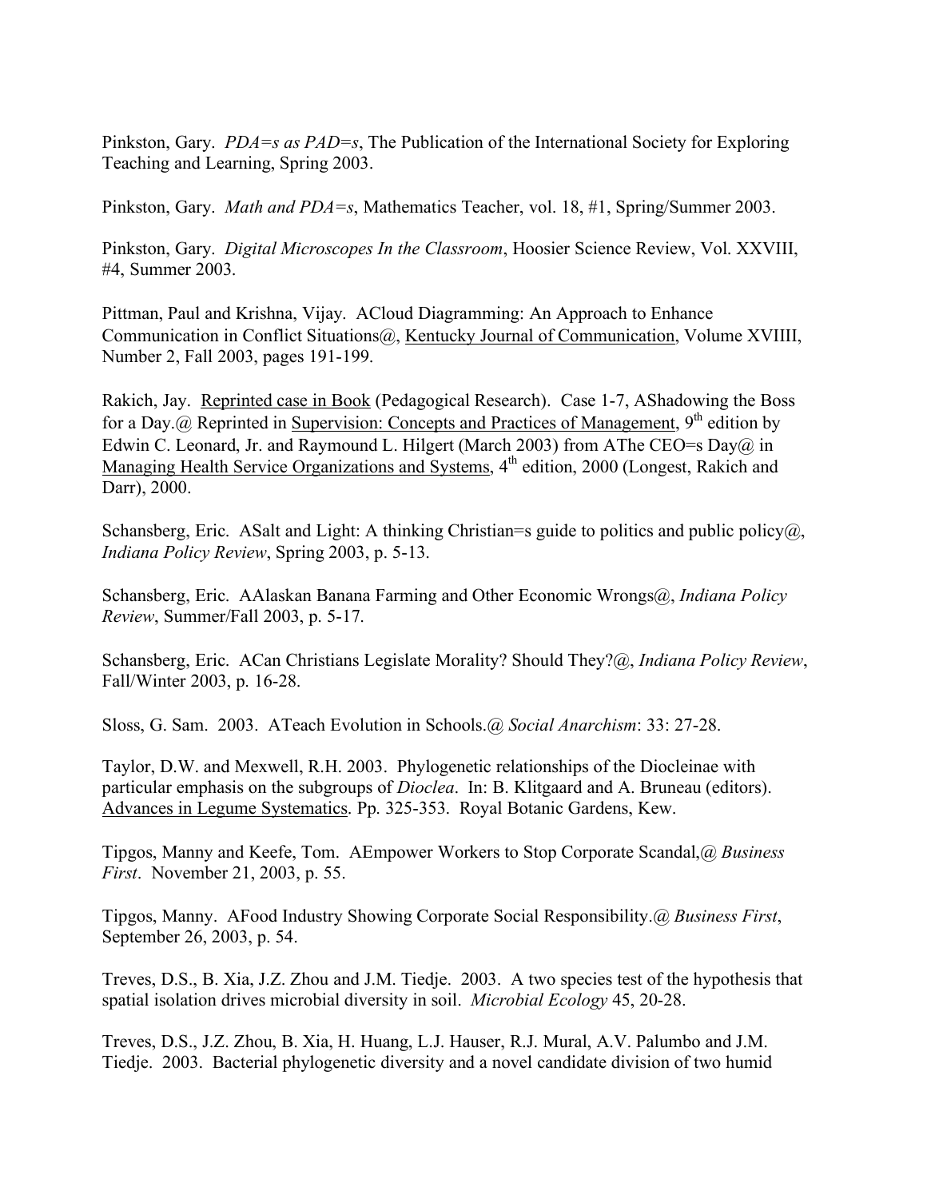Pinkston, Gary. *PDA=s as PAD=s*, The Publication of the International Society for Exploring Teaching and Learning, Spring 2003.

Pinkston, Gary. *Math and PDA=s*, Mathematics Teacher, vol. 18, #1, Spring/Summer 2003.

Pinkston, Gary. *Digital Microscopes In the Classroom*, Hoosier Science Review, Vol. XXVIII, #4, Summer 2003.

Pittman, Paul and Krishna, Vijay. ACloud Diagramming: An Approach to Enhance Communication in Conflict Situations@, Kentucky Journal of Communication, Volume XVIIII, Number 2, Fall 2003, pages 191-199.

Rakich, Jay. Reprinted case in Book (Pedagogical Research). Case 1-7, AShadowing the Boss for a Day.@ Reprinted in Supervision: Concepts and Practices of Management, 9th edition by Edwin C. Leonard, Jr. and Raymound L. Hilgert (March 2003) from AThe CEO=s Day@ in Managing Health Service Organizations and Systems, 4th edition, 2000 (Longest, Rakich and Darr), 2000.

Schansberg, Eric. ASalt and Light: A thinking Christian=s guide to politics and public policy@, *Indiana Policy Review*, Spring 2003, p. 5-13.

Schansberg, Eric. AAlaskan Banana Farming and Other Economic Wrongs@, *Indiana Policy Review*, Summer/Fall 2003, p. 5-17.

Schansberg, Eric. ACan Christians Legislate Morality? Should They?@, *Indiana Policy Review*, Fall/Winter 2003, p. 16-28.

Sloss, G. Sam. 2003. ATeach Evolution in Schools.@ *Social Anarchism*: 33: 27-28.

Taylor, D.W. and Mexwell, R.H. 2003. Phylogenetic relationships of the Diocleinae with particular emphasis on the subgroups of *Dioclea*. In: B. Klitgaard and A. Bruneau (editors). Advances in Legume Systematics. Pp. 325-353. Royal Botanic Gardens, Kew.

Tipgos, Manny and Keefe, Tom. AEmpower Workers to Stop Corporate Scandal,@ *Business First*. November 21, 2003, p. 55.

Tipgos, Manny. AFood Industry Showing Corporate Social Responsibility.@ *Business First*, September 26, 2003, p. 54.

Treves, D.S., B. Xia, J.Z. Zhou and J.M. Tiedje. 2003. A two species test of the hypothesis that spatial isolation drives microbial diversity in soil. *Microbial Ecology* 45, 20-28.

Treves, D.S., J.Z. Zhou, B. Xia, H. Huang, L.J. Hauser, R.J. Mural, A.V. Palumbo and J.M. Tiedje. 2003. Bacterial phylogenetic diversity and a novel candidate division of two humid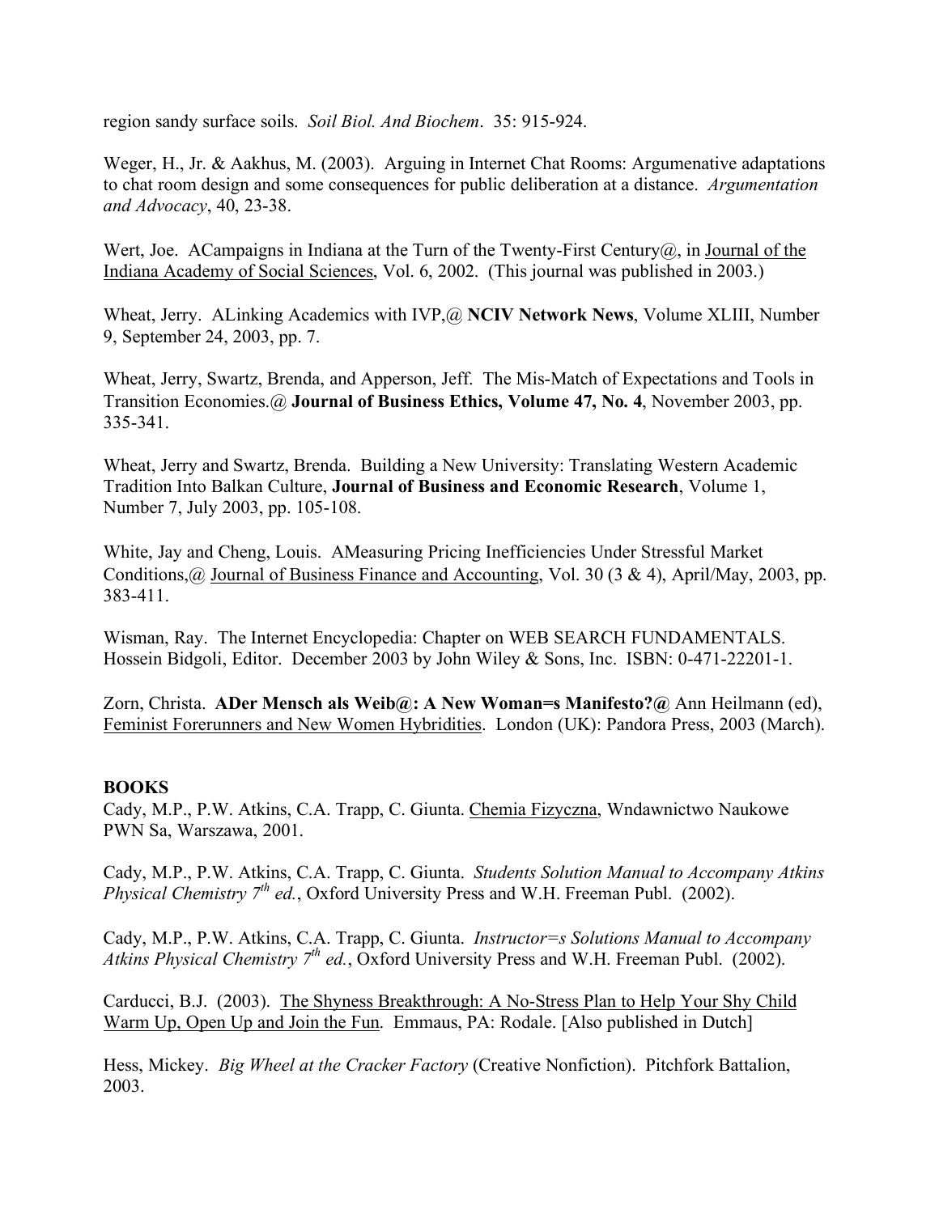region sandy surface soils. *Soil Biol. And Biochem*. 35: 915-924.

Weger, H., Jr. & Aakhus, M. (2003). Arguing in Internet Chat Rooms: Argumenative adaptations to chat room design and some consequences for public deliberation at a distance. *Argumentation and Advocacy*, 40, 23-38.

Wert, Joe. ACampaigns in Indiana at the Turn of the Twenty-First Century@, in Journal of the Indiana Academy of Social Sciences, Vol. 6, 2002. (This journal was published in 2003.)

Wheat, Jerry. ALinking Academics with IVP,@ **NCIV Network News**, Volume XLIII, Number 9, September 24, 2003, pp. 7.

Wheat, Jerry, Swartz, Brenda, and Apperson, Jeff. The Mis-Match of Expectations and Tools in Transition Economies.@ **Journal of Business Ethics, Volume 47, No. 4**, November 2003, pp. 335-341.

Wheat, Jerry and Swartz, Brenda. Building a New University: Translating Western Academic Tradition Into Balkan Culture, **Journal of Business and Economic Research**, Volume 1, Number 7, July 2003, pp. 105-108.

White, Jay and Cheng, Louis. AMeasuring Pricing Inefficiencies Under Stressful Market Conditions,@ Journal of Business Finance and Accounting, Vol. 30 (3 & 4), April/May, 2003, pp. 383-411.

Wisman, Ray. The Internet Encyclopedia: Chapter on WEB SEARCH FUNDAMENTALS. Hossein Bidgoli, Editor. December 2003 by John Wiley & Sons, Inc. ISBN: 0-471-22201-1.

Zorn, Christa. **ADer Mensch als Weib@: A New Woman=s Manifesto?@** Ann Heilmann (ed), Feminist Forerunners and New Women Hybridities. London (UK): Pandora Press, 2003 (March).

**BOOKS**

Cady, M.P., P.W. Atkins, C.A. Trapp, C. Giunta. Chemia Fizyczna, Wndawnictwo Naukowe PWN Sa, Warszawa, 2001.

Cady, M.P., P.W. Atkins, C.A. Trapp, C. Giunta. *Students Solution Manual to Accompany Atkins Physical Chemistry 7th ed.*, Oxford University Press and W.H. Freeman Publ. (2002).

Cady, M.P., P.W. Atkins, C.A. Trapp, C. Giunta. *Instructor=s Solutions Manual to Accompany Atkins Physical Chemistry 7th ed.*, Oxford University Press and W.H. Freeman Publ. (2002).

Carducci, B.J. (2003). The Shyness Breakthrough: A No-Stress Plan to Help Your Shy Child Warm Up, Open Up and Join the Fun. Emmaus, PA: Rodale. [Also published in Dutch]

Hess, Mickey. *Big Wheel at the Cracker Factory* (Creative Nonfiction). Pitchfork Battalion, 2003.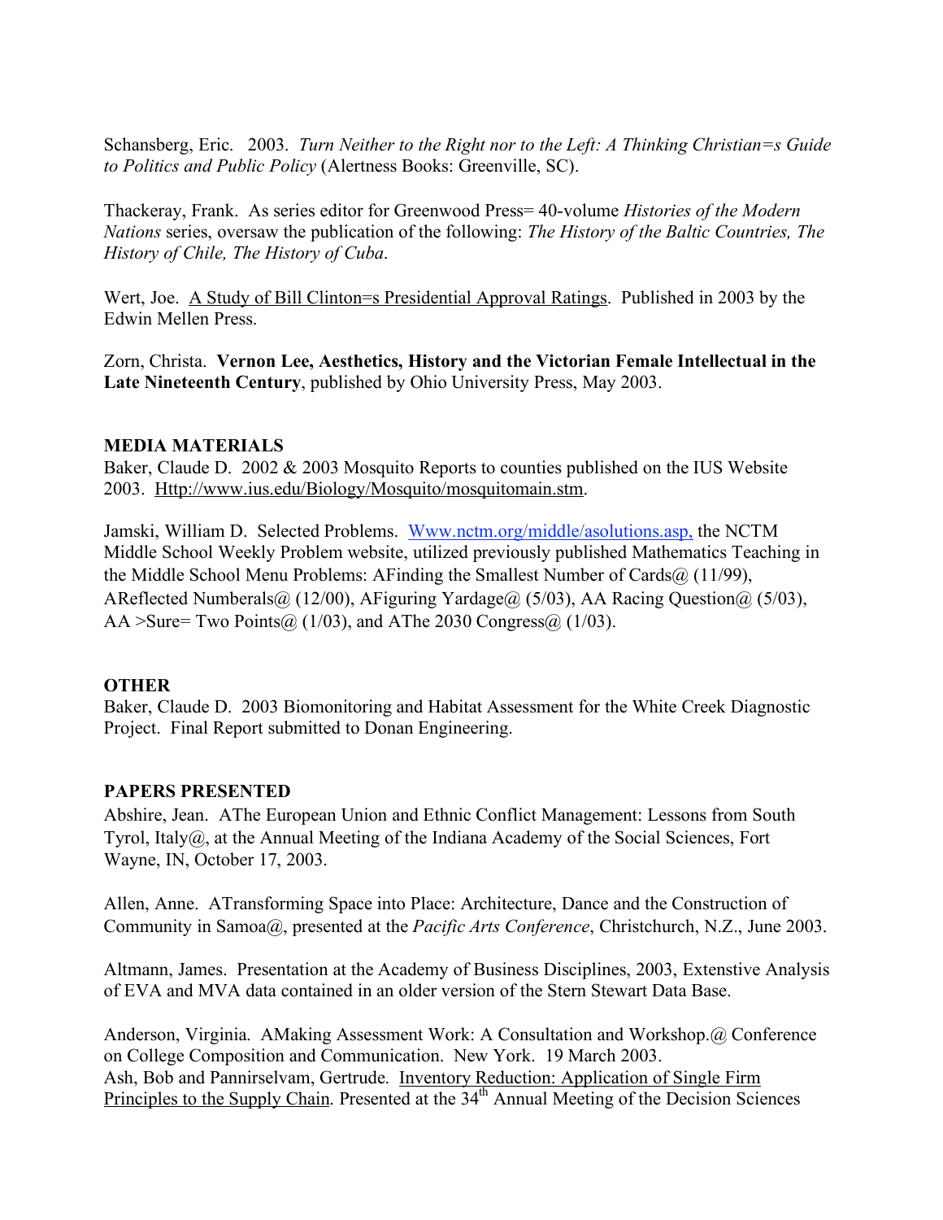Schansberg, Eric. 2003. *Turn Neither to the Right nor to the Left: A Thinking Christian=s Guide to Politics and Public Policy* (Alertness Books: Greenville, SC).

Thackeray, Frank. As series editor for Greenwood Press= 40-volume *Histories of the Modern Nations* series, oversaw the publication of the following: *The History of the Baltic Countries, The History of Chile, The History of Cuba*.

Wert, Joe. <u>A Study of Bill Clinton=s Presidential Approval Ratings</u>. Published in 2003 by the Edwin Mellen Press.

Zorn, Christa. **Vernon Lee, Aesthetics, History and the Victorian Female Intellectual in the Late Nineteenth Century**, published by Ohio University Press, May 2003.

**MEDIA MATERIALS**

Baker, Claude D. 2002 & 2003 Mosquito Reports to counties published on the IUS Website 2003. <u>Http://www.ius.edu/Biology/Mosquito/mosquitomain.stm</u>.

Jamski, William D. Selected Problems. Www.nctm.org/middle/asolutions.asp, the NCTM Middle School Weekly Problem website, utilized previously published Mathematics Teaching in the Middle School Menu Problems: AFinding the Smallest Number of Cards@ (11/99), AReflected Numberals@ (12/00), AFiguring Yardage@ (5/03), AA Racing Question@ (5/03), AA >Sure= Two Points@ (1/03), and AThe 2030 Congress@ (1/03).

**OTHER**

Baker, Claude D. 2003 Biomonitoring and Habitat Assessment for the White Creek Diagnostic Project. Final Report submitted to Donan Engineering.

**PAPERS PRESENTED**

Abshire, Jean. AThe European Union and Ethnic Conflict Management: Lessons from South Tyrol, Italy@, at the Annual Meeting of the Indiana Academy of the Social Sciences, Fort Wayne, IN, October 17, 2003.

Allen, Anne. ATransforming Space into Place: Architecture, Dance and the Construction of Community in Samoa@, presented at the *Pacific Arts Conference*, Christchurch, N.Z., June 2003.

Altmann, James. Presentation at the Academy of Business Disciplines, 2003, Extenstive Analysis of EVA and MVA data contained in an older version of the Stern Stewart Data Base.

Anderson, Virginia. AMaking Assessment Work: A Consultation and Workshop.@ Conference on College Composition and Communication. New York. 19 March 2003.
Ash, Bob and Pannirselvam, Gertrude. <u>Inventory Reduction: Application of Single Firm Principles to the Supply Chain</u>. Presented at the 34th Annual Meeting of the Decision Sciences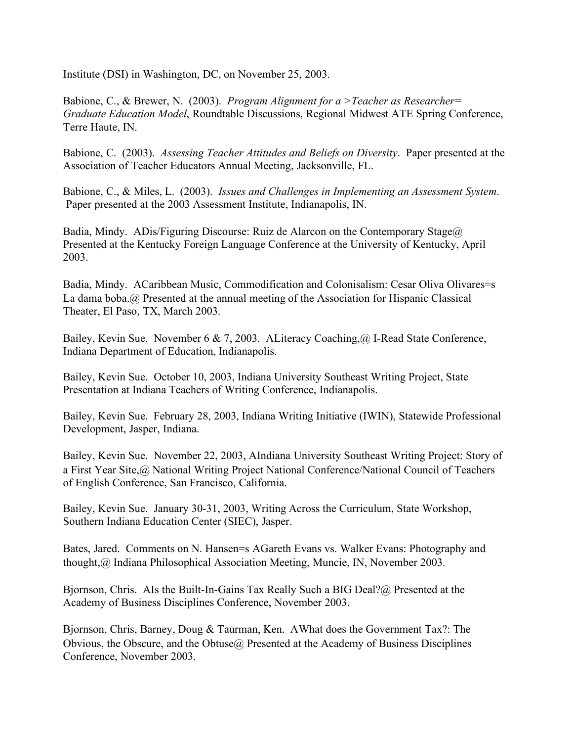Institute (DSI) in Washington, DC, on November 25, 2003.

Babione, C., & Brewer, N. (2003). *Program Alignment for a >Teacher as Researcher= Graduate Education Model*, Roundtable Discussions, Regional Midwest ATE Spring Conference, Terre Haute, IN.

Babione, C. (2003). *Assessing Teacher Attitudes and Beliefs on Diversity*. Paper presented at the Association of Teacher Educators Annual Meeting, Jacksonville, FL.

Babione, C., & Miles, L. (2003). *Issues and Challenges in Implementing an Assessment System*. Paper presented at the 2003 Assessment Institute, Indianapolis, IN.

Badia, Mindy. ADis/Figuring Discourse: Ruiz de Alarcon on the Contemporary Stage@ Presented at the Kentucky Foreign Language Conference at the University of Kentucky, April 2003.

Badia, Mindy. ACaribbean Music, Commodification and Colonisalism: Cesar Oliva Olivares=s La dama boba.@ Presented at the annual meeting of the Association for Hispanic Classical Theater, El Paso, TX, March 2003.

Bailey, Kevin Sue. November 6 & 7, 2003. ALiteracy Coaching,@ I-Read State Conference, Indiana Department of Education, Indianapolis.

Bailey, Kevin Sue. October 10, 2003, Indiana University Southeast Writing Project, State Presentation at Indiana Teachers of Writing Conference, Indianapolis.

Bailey, Kevin Sue. February 28, 2003, Indiana Writing Initiative (IWIN), Statewide Professional Development, Jasper, Indiana.

Bailey, Kevin Sue. November 22, 2003, AIndiana University Southeast Writing Project: Story of a First Year Site,@ National Writing Project National Conference/National Council of Teachers of English Conference, San Francisco, California.

Bailey, Kevin Sue. January 30-31, 2003, Writing Across the Curriculum, State Workshop, Southern Indiana Education Center (SIEC), Jasper.

Bates, Jared. Comments on N. Hansen=s AGareth Evans vs. Walker Evans: Photography and thought,@ Indiana Philosophical Association Meeting, Muncie, IN, November 2003.

Bjornson, Chris. AIs the Built-In-Gains Tax Really Such a BIG Deal?@ Presented at the Academy of Business Disciplines Conference, November 2003.

Bjornson, Chris, Barney, Doug & Taurman, Ken. AWhat does the Government Tax?: The Obvious, the Obscure, and the Obtuse@ Presented at the Academy of Business Disciplines Conference, November 2003.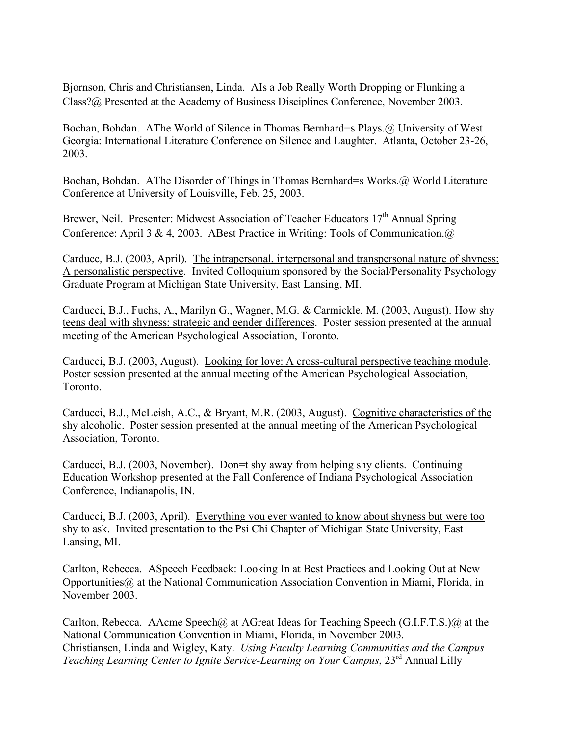Bjornson, Chris and Christiansen, Linda. AIs a Job Really Worth Dropping or Flunking a Class?@ Presented at the Academy of Business Disciplines Conference, November 2003.

Bochan, Bohdan. AThe World of Silence in Thomas Bernhard=s Plays.@ University of West Georgia: International Literature Conference on Silence and Laughter. Atlanta, October 23-26, 2003.

Bochan, Bohdan. AThe Disorder of Things in Thomas Bernhard=s Works.@ World Literature Conference at University of Louisville, Feb. 25, 2003.

Brewer, Neil. Presenter: Midwest Association of Teacher Educators 17th Annual Spring Conference: April 3 & 4, 2003. ABest Practice in Writing: Tools of Communication.@

Carducc, B.J. (2003, April). <u>The intrapersonal, interpersonal and transpersonal nature of shyness: A personalistic perspective</u>. Invited Colloquium sponsored by the Social/Personality Psychology Graduate Program at Michigan State University, East Lansing, MI.

Carducci, B.J., Fuchs, A., Marilyn G., Wagner, M.G. & Carmickle, M. (2003, August). <u>How shy teens deal with shyness: strategic and gender differences</u>. Poster session presented at the annual meeting of the American Psychological Association, Toronto.

Carducci, B.J. (2003, August). <u>Looking for love: A cross-cultural perspective teaching module</u>. Poster session presented at the annual meeting of the American Psychological Association, Toronto.

Carducci, B.J., McLeish, A.C., & Bryant, M.R. (2003, August). <u>Cognitive characteristics of the shy alcoholic</u>. Poster session presented at the annual meeting of the American Psychological Association, Toronto.

Carducci, B.J. (2003, November). <u>Don=t shy away from helping shy clients</u>. Continuing Education Workshop presented at the Fall Conference of Indiana Psychological Association Conference, Indianapolis, IN.

Carducci, B.J. (2003, April). <u>Everything you ever wanted to know about shyness but were too shy to ask</u>. Invited presentation to the Psi Chi Chapter of Michigan State University, East Lansing, MI.

Carlton, Rebecca. ASpeech Feedback: Looking In at Best Practices and Looking Out at New Opportunities@ at the National Communication Association Convention in Miami, Florida, in November 2003.

Carlton, Rebecca. AAcme Speech@ at AGreat Ideas for Teaching Speech (G.I.F.T.S.)@ at the National Communication Convention in Miami, Florida, in November 2003.

Christiansen, Linda and Wigley, Katy. *Using Faculty Learning Communities and the Campus Teaching Learning Center to Ignite Service-Learning on Your Campus*, 23rd Annual Lilly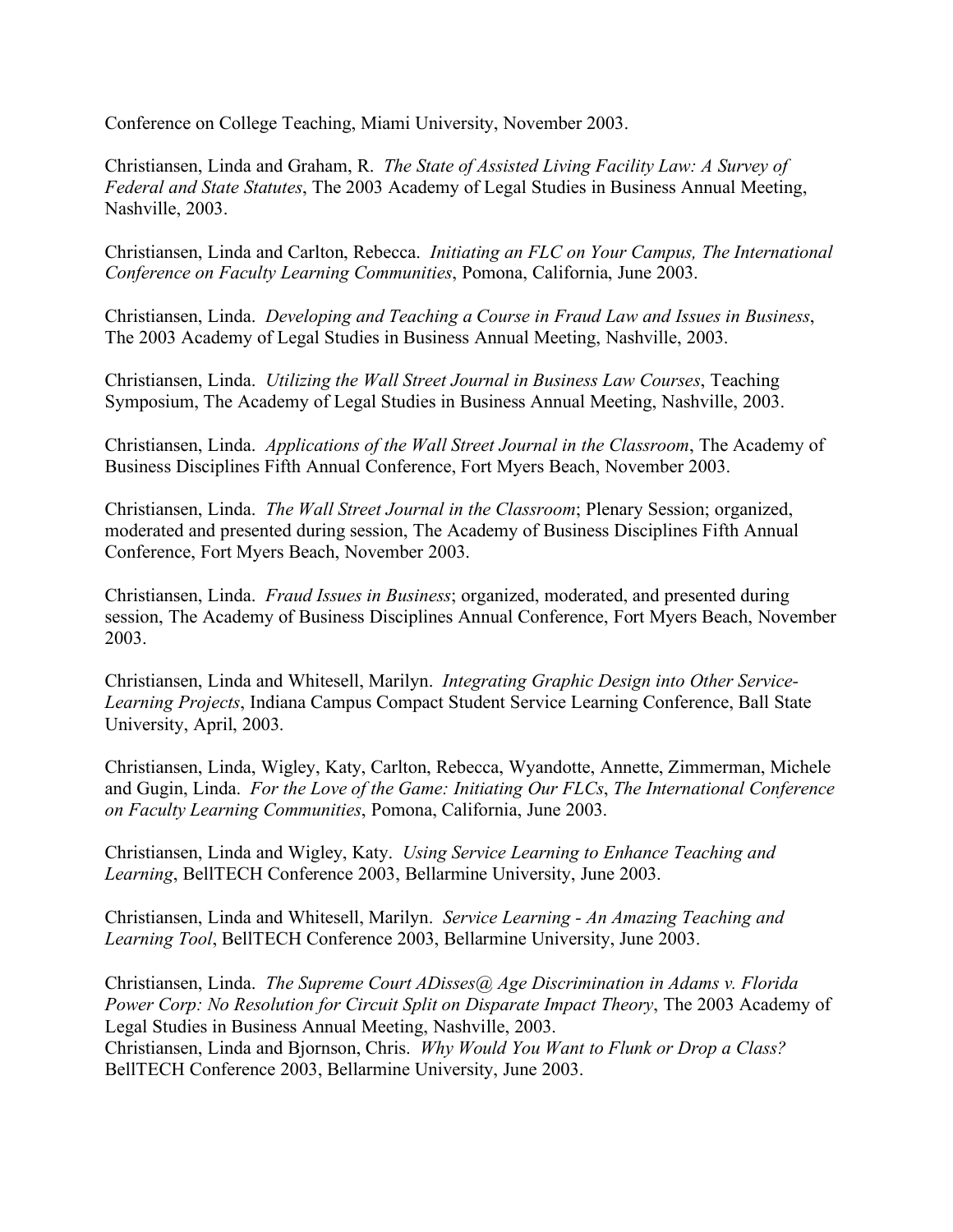Conference on College Teaching, Miami University, November 2003.

Christiansen, Linda and Graham, R. *The State of Assisted Living Facility Law: A Survey of Federal and State Statutes*, The 2003 Academy of Legal Studies in Business Annual Meeting, Nashville, 2003.

Christiansen, Linda and Carlton, Rebecca. *Initiating an FLC on Your Campus, The International Conference on Faculty Learning Communities*, Pomona, California, June 2003.

Christiansen, Linda. *Developing and Teaching a Course in Fraud Law and Issues in Business*, The 2003 Academy of Legal Studies in Business Annual Meeting, Nashville, 2003.

Christiansen, Linda. *Utilizing the Wall Street Journal in Business Law Courses*, Teaching Symposium, The Academy of Legal Studies in Business Annual Meeting, Nashville, 2003.

Christiansen, Linda. *Applications of the Wall Street Journal in the Classroom*, The Academy of Business Disciplines Fifth Annual Conference, Fort Myers Beach, November 2003.

Christiansen, Linda. *The Wall Street Journal in the Classroom*; Plenary Session; organized, moderated and presented during session, The Academy of Business Disciplines Fifth Annual Conference, Fort Myers Beach, November 2003.

Christiansen, Linda. *Fraud Issues in Business*; organized, moderated, and presented during session, The Academy of Business Disciplines Annual Conference, Fort Myers Beach, November 2003.

Christiansen, Linda and Whitesell, Marilyn. *Integrating Graphic Design into Other Service-Learning Projects*, Indiana Campus Compact Student Service Learning Conference, Ball State University, April, 2003.

Christiansen, Linda, Wigley, Katy, Carlton, Rebecca, Wyandotte, Annette, Zimmerman, Michele and Gugin, Linda. *For the Love of the Game: Initiating Our FLCs*, *The International Conference on Faculty Learning Communities*, Pomona, California, June 2003.

Christiansen, Linda and Wigley, Katy. *Using Service Learning to Enhance Teaching and Learning*, BellTECH Conference 2003, Bellarmine University, June 2003.

Christiansen, Linda and Whitesell, Marilyn. *Service Learning - An Amazing Teaching and Learning Tool*, BellTECH Conference 2003, Bellarmine University, June 2003.

Christiansen, Linda. *The Supreme Court ADisses@ Age Discrimination in Adams v. Florida Power Corp: No Resolution for Circuit Split on Disparate Impact Theory*, The 2003 Academy of Legal Studies in Business Annual Meeting, Nashville, 2003.

Christiansen, Linda and Bjornson, Chris. *Why Would You Want to Flunk or Drop a Class?* BellTECH Conference 2003, Bellarmine University, June 2003.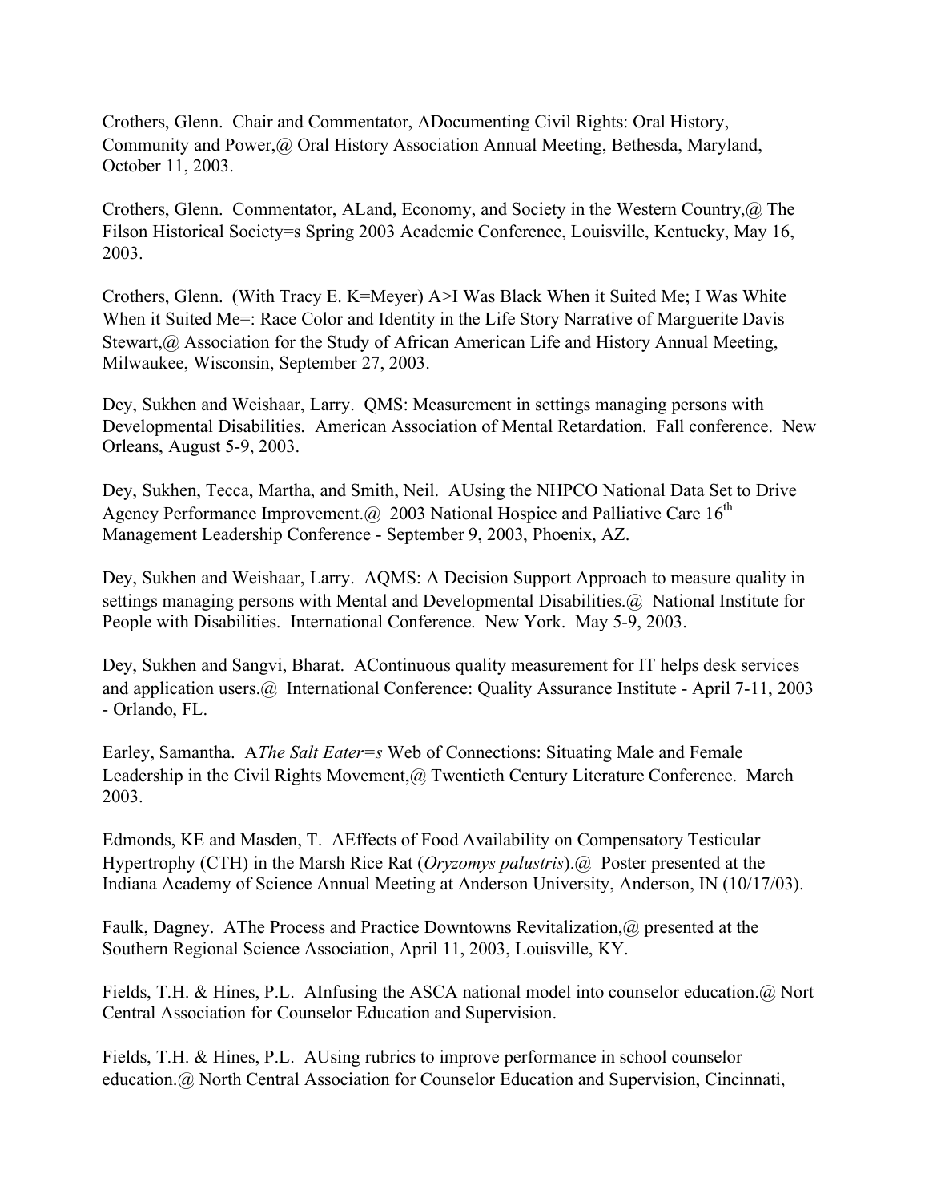Crothers, Glenn. Chair and Commentator, ADocumenting Civil Rights: Oral History, Community and Power,@ Oral History Association Annual Meeting, Bethesda, Maryland, October 11, 2003.

Crothers, Glenn. Commentator, ALand, Economy, and Society in the Western Country,@ The Filson Historical Society=s Spring 2003 Academic Conference, Louisville, Kentucky, May 16, 2003.

Crothers, Glenn. (With Tracy E. K=Meyer) A>I Was Black When it Suited Me; I Was White When it Suited Me=: Race Color and Identity in the Life Story Narrative of Marguerite Davis Stewart,@ Association for the Study of African American Life and History Annual Meeting, Milwaukee, Wisconsin, September 27, 2003.

Dey, Sukhen and Weishaar, Larry. QMS: Measurement in settings managing persons with Developmental Disabilities. American Association of Mental Retardation. Fall conference. New Orleans, August 5-9, 2003.

Dey, Sukhen, Tecca, Martha, and Smith, Neil. AUsing the NHPCO National Data Set to Drive Agency Performance Improvement.@ 2003 National Hospice and Palliative Care 16th Management Leadership Conference - September 9, 2003, Phoenix, AZ.

Dey, Sukhen and Weishaar, Larry. AQMS: A Decision Support Approach to measure quality in settings managing persons with Mental and Developmental Disabilities.@ National Institute for People with Disabilities. International Conference. New York. May 5-9, 2003.

Dey, Sukhen and Sangvi, Bharat. AContinuous quality measurement for IT helps desk services and application users.@ International Conference: Quality Assurance Institute - April 7-11, 2003 - Orlando, FL.

Earley, Samantha. A*The Salt Eater=s* Web of Connections: Situating Male and Female Leadership in the Civil Rights Movement,@ Twentieth Century Literature Conference. March 2003.

Edmonds, KE and Masden, T. AEffects of Food Availability on Compensatory Testicular Hypertrophy (CTH) in the Marsh Rice Rat (*Oryzomys palustris*).@ Poster presented at the Indiana Academy of Science Annual Meeting at Anderson University, Anderson, IN (10/17/03).

Faulk, Dagney. AThe Process and Practice Downtowns Revitalization,@ presented at the Southern Regional Science Association, April 11, 2003, Louisville, KY.

Fields, T.H. & Hines, P.L. AInfusing the ASCA national model into counselor education.@ Nort Central Association for Counselor Education and Supervision.

Fields, T.H. & Hines, P.L. AUsing rubrics to improve performance in school counselor education.@ North Central Association for Counselor Education and Supervision, Cincinnati,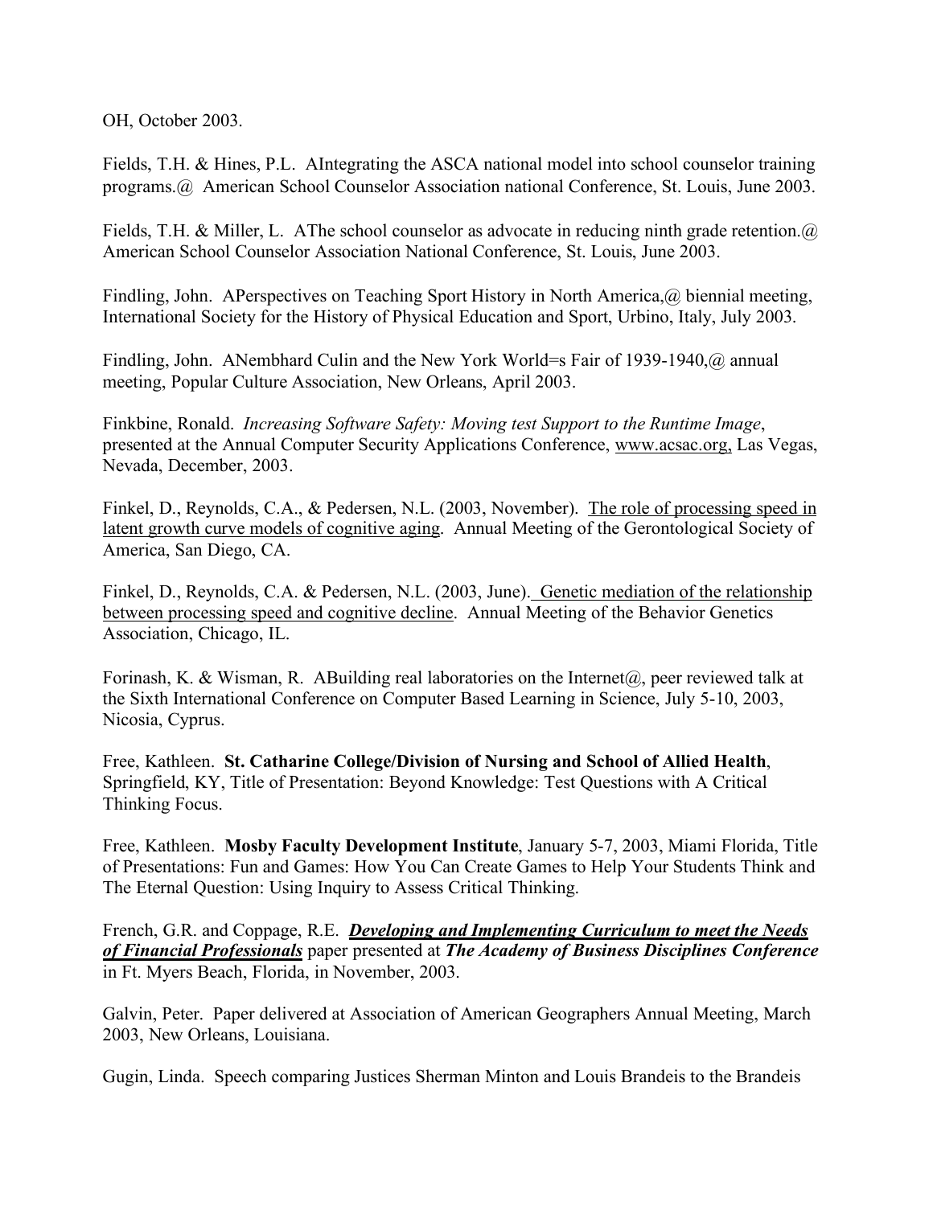OH, October 2003.

Fields, T.H. & Hines, P.L. AIntegrating the ASCA national model into school counselor training programs.@ American School Counselor Association national Conference, St. Louis, June 2003.

Fields, T.H. & Miller, L. AThe school counselor as advocate in reducing ninth grade retention.@ American School Counselor Association National Conference, St. Louis, June 2003.

Findling, John. APerspectives on Teaching Sport History in North America,@ biennial meeting, International Society for the History of Physical Education and Sport, Urbino, Italy, July 2003.

Findling, John. ANembhard Culin and the New York World=s Fair of 1939-1940,@ annual meeting, Popular Culture Association, New Orleans, April 2003.

Finkbine, Ronald. *Increasing Software Safety: Moving test Support to the Runtime Image*, presented at the Annual Computer Security Applications Conference, www.acsac.org, Las Vegas, Nevada, December, 2003.

Finkel, D., Reynolds, C.A., & Pedersen, N.L. (2003, November). The role of processing speed in latent growth curve models of cognitive aging. Annual Meeting of the Gerontological Society of America, San Diego, CA.

Finkel, D., Reynolds, C.A. & Pedersen, N.L. (2003, June). Genetic mediation of the relationship between processing speed and cognitive decline. Annual Meeting of the Behavior Genetics Association, Chicago, IL.

Forinash, K. & Wisman, R. ABuilding real laboratories on the Internet@, peer reviewed talk at the Sixth International Conference on Computer Based Learning in Science, July 5-10, 2003, Nicosia, Cyprus.

Free, Kathleen. **St. Catharine College/Division of Nursing and School of Allied Health**, Springfield, KY, Title of Presentation: Beyond Knowledge: Test Questions with A Critical Thinking Focus.

Free, Kathleen. **Mosby Faculty Development Institute**, January 5-7, 2003, Miami Florida, Title of Presentations: Fun and Games: How You Can Create Games to Help Your Students Think and The Eternal Question: Using Inquiry to Assess Critical Thinking.

French, G.R. and Coppage, R.E. ***Developing and Implementing Curriculum to meet the Needs of Financial Professionals*** paper presented at ***The Academy of Business Disciplines Conference*** in Ft. Myers Beach, Florida, in November, 2003.

Galvin, Peter. Paper delivered at Association of American Geographers Annual Meeting, March 2003, New Orleans, Louisiana.

Gugin, Linda. Speech comparing Justices Sherman Minton and Louis Brandeis to the Brandeis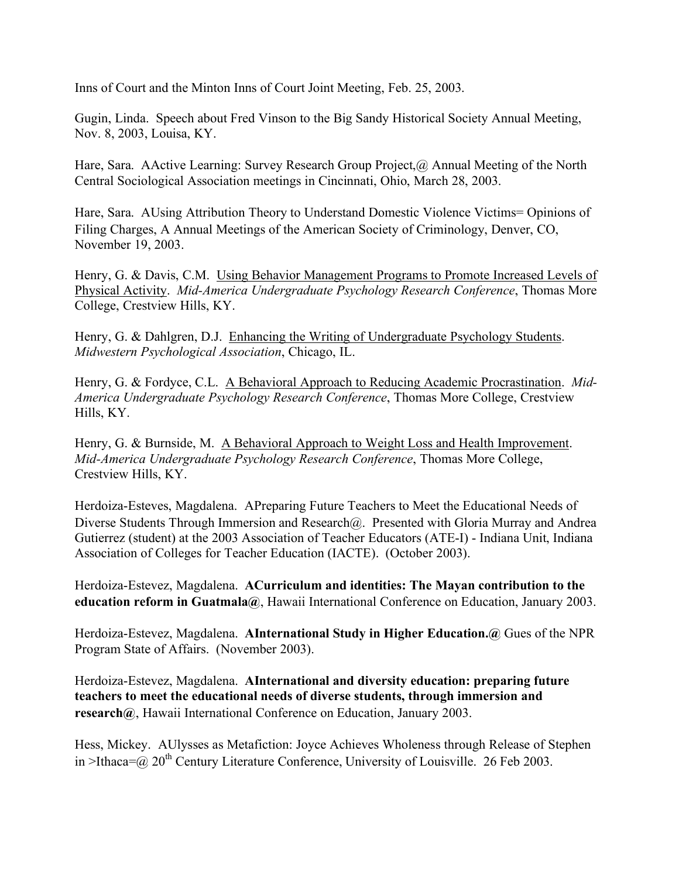Inns of Court and the Minton Inns of Court Joint Meeting, Feb. 25, 2003.

Gugin, Linda. Speech about Fred Vinson to the Big Sandy Historical Society Annual Meeting, Nov. 8, 2003, Louisa, KY.

Hare, Sara. AActive Learning: Survey Research Group Project,@ Annual Meeting of the North Central Sociological Association meetings in Cincinnati, Ohio, March 28, 2003.

Hare, Sara. AUsing Attribution Theory to Understand Domestic Violence Victims= Opinions of Filing Charges, A Annual Meetings of the American Society of Criminology, Denver, CO, November 19, 2003.

Henry, G. & Davis, C.M. Using Behavior Management Programs to Promote Increased Levels of Physical Activity. *Mid-America Undergraduate Psychology Research Conference*, Thomas More College, Crestview Hills, KY.

Henry, G. & Dahlgren, D.J. Enhancing the Writing of Undergraduate Psychology Students. *Midwestern Psychological Association*, Chicago, IL.

Henry, G. & Fordyce, C.L. A Behavioral Approach to Reducing Academic Procrastination. *Mid-America Undergraduate Psychology Research Conference*, Thomas More College, Crestview Hills, KY.

Henry, G. & Burnside, M. A Behavioral Approach to Weight Loss and Health Improvement. *Mid-America Undergraduate Psychology Research Conference*, Thomas More College, Crestview Hills, KY.

Herdoiza-Esteves, Magdalena. APreparing Future Teachers to Meet the Educational Needs of Diverse Students Through Immersion and Research@. Presented with Gloria Murray and Andrea Gutierrez (student) at the 2003 Association of Teacher Educators (ATE-I) - Indiana Unit, Indiana Association of Colleges for Teacher Education (IACTE). (October 2003).

Herdoiza-Estevez, Magdalena. **ACurriculum and identities: The Mayan contribution to the education reform in Guatmala@**, Hawaii International Conference on Education, January 2003.

Herdoiza-Estevez, Magdalena. **AInternational Study in Higher Education.@** Gues of the NPR Program State of Affairs. (November 2003).

Herdoiza-Estevez, Magdalena. **AInternational and diversity education: preparing future teachers to meet the educational needs of diverse students, through immersion and research@**, Hawaii International Conference on Education, January 2003.

Hess, Mickey. AUlysses as Metafiction: Joyce Achieves Wholeness through Release of Stephen in >Ithaca=@ 20th Century Literature Conference, University of Louisville. 26 Feb 2003.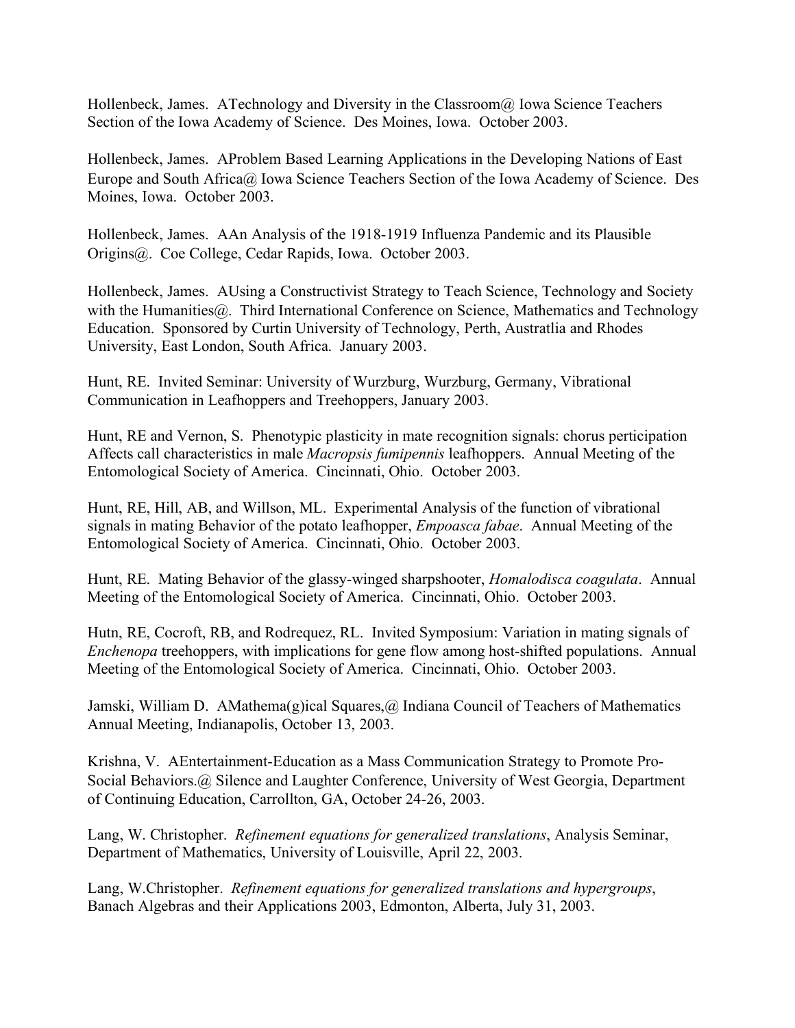Hollenbeck, James. ATechnology and Diversity in the Classroom@ Iowa Science Teachers Section of the Iowa Academy of Science. Des Moines, Iowa. October 2003.

Hollenbeck, James. AProblem Based Learning Applications in the Developing Nations of East Europe and South Africa@ Iowa Science Teachers Section of the Iowa Academy of Science. Des Moines, Iowa. October 2003.

Hollenbeck, James. AAn Analysis of the 1918-1919 Influenza Pandemic and its Plausible Origins@. Coe College, Cedar Rapids, Iowa. October 2003.

Hollenbeck, James. AUsing a Constructivist Strategy to Teach Science, Technology and Society with the Humanities@. Third International Conference on Science, Mathematics and Technology Education. Sponsored by Curtin University of Technology, Perth, Austratlia and Rhodes University, East London, South Africa. January 2003.

Hunt, RE. Invited Seminar: University of Wurzburg, Wurzburg, Germany, Vibrational Communication in Leafhoppers and Treehoppers, January 2003.

Hunt, RE and Vernon, S. Phenotypic plasticity in mate recognition signals: chorus perticipation Affects call characteristics in male *Macropsis fumipennis* leafhoppers. Annual Meeting of the Entomological Society of America. Cincinnati, Ohio. October 2003.

Hunt, RE, Hill, AB, and Willson, ML. Experimental Analysis of the function of vibrational signals in mating Behavior of the potato leafhopper, *Empoasca fabae*. Annual Meeting of the Entomological Society of America. Cincinnati, Ohio. October 2003.

Hunt, RE. Mating Behavior of the glassy-winged sharpshooter, *Homalodisca coagulata*. Annual Meeting of the Entomological Society of America. Cincinnati, Ohio. October 2003.

Hutn, RE, Cocroft, RB, and Rodrequez, RL. Invited Symposium: Variation in mating signals of *Enchenopa* treehoppers, with implications for gene flow among host-shifted populations. Annual Meeting of the Entomological Society of America. Cincinnati, Ohio. October 2003.

Jamski, William D. AMathema(g)ical Squares,@ Indiana Council of Teachers of Mathematics Annual Meeting, Indianapolis, October 13, 2003.

Krishna, V. AEntertainment-Education as a Mass Communication Strategy to Promote Pro-Social Behaviors.@ Silence and Laughter Conference, University of West Georgia, Department of Continuing Education, Carrollton, GA, October 24-26, 2003.

Lang, W. Christopher. *Refinement equations for generalized translations*, Analysis Seminar, Department of Mathematics, University of Louisville, April 22, 2003.

Lang, W.Christopher. *Refinement equations for generalized translations and hypergroups*, Banach Algebras and their Applications 2003, Edmonton, Alberta, July 31, 2003.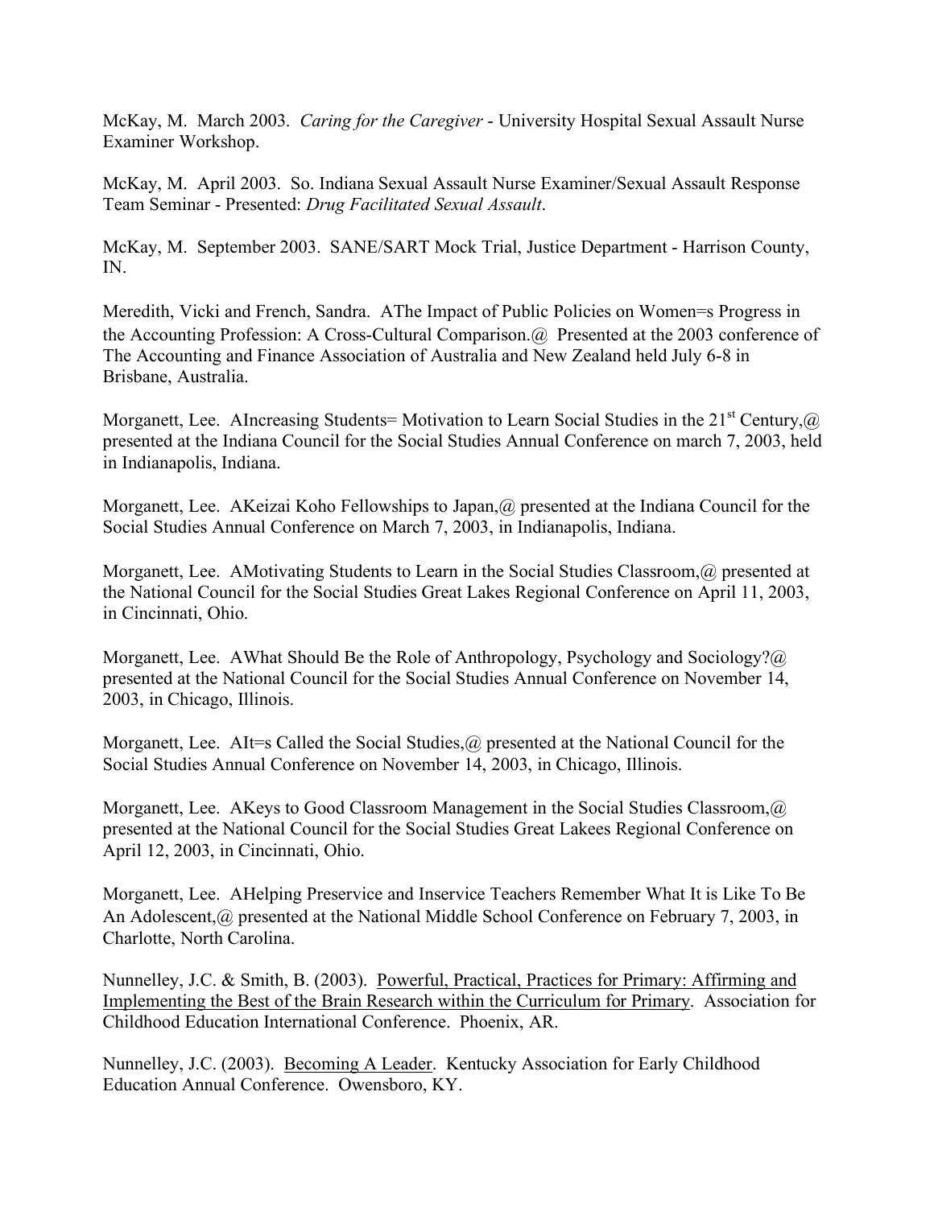McKay, M. March 2003. *Caring for the Caregiver* - University Hospital Sexual Assault Nurse Examiner Workshop.

McKay, M. April 2003. So. Indiana Sexual Assault Nurse Examiner/Sexual Assault Response Team Seminar - Presented: *Drug Facilitated Sexual Assault*.

McKay, M. September 2003. SANE/SART Mock Trial, Justice Department - Harrison County, IN.

Meredith, Vicki and French, Sandra. AThe Impact of Public Policies on Women=s Progress in the Accounting Profession: A Cross-Cultural Comparison.@ Presented at the 2003 conference of The Accounting and Finance Association of Australia and New Zealand held July 6-8 in Brisbane, Australia.

Morganett, Lee. AIncreasing Students= Motivation to Learn Social Studies in the 21st Century,@ presented at the Indiana Council for the Social Studies Annual Conference on march 7, 2003, held in Indianapolis, Indiana.

Morganett, Lee. AKeizai Koho Fellowships to Japan,@ presented at the Indiana Council for the Social Studies Annual Conference on March 7, 2003, in Indianapolis, Indiana.

Morganett, Lee. AMotivating Students to Learn in the Social Studies Classroom,@ presented at the National Council for the Social Studies Great Lakes Regional Conference on April 11, 2003, in Cincinnati, Ohio.

Morganett, Lee. AWhat Should Be the Role of Anthropology, Psychology and Sociology?@ presented at the National Council for the Social Studies Annual Conference on November 14, 2003, in Chicago, Illinois.

Morganett, Lee. AIt=s Called the Social Studies,@ presented at the National Council for the Social Studies Annual Conference on November 14, 2003, in Chicago, Illinois.

Morganett, Lee. AKeys to Good Classroom Management in the Social Studies Classroom,@ presented at the National Council for the Social Studies Great Lakees Regional Conference on April 12, 2003, in Cincinnati, Ohio.

Morganett, Lee. AHelping Preservice and Inservice Teachers Remember What It is Like To Be An Adolescent,@ presented at the National Middle School Conference on February 7, 2003, in Charlotte, North Carolina.

Nunnelley, J.C. & Smith, B. (2003). <u>Powerful, Practical, Practices for Primary: Affirming and Implementing the Best of the Brain Research within the Curriculum for Primary</u>. Association for Childhood Education International Conference. Phoenix, AR.

Nunnelley, J.C. (2003). <u>Becoming A Leader</u>. Kentucky Association for Early Childhood Education Annual Conference. Owensboro, KY.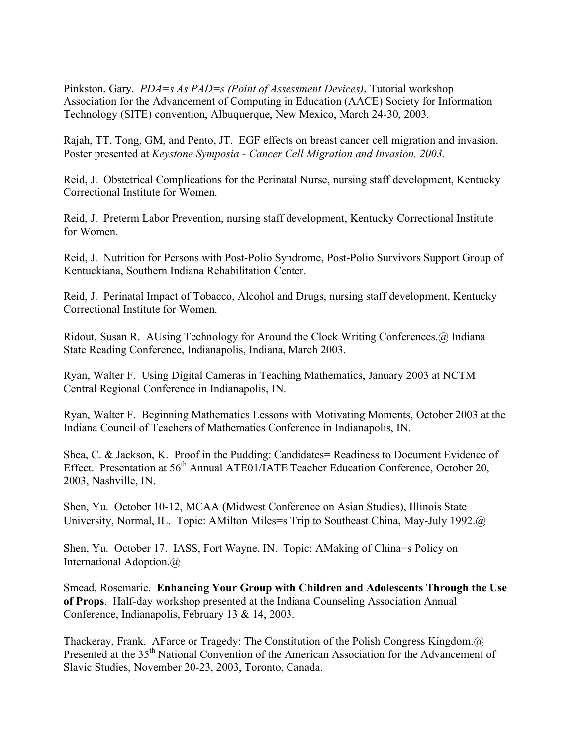Pinkston, Gary. *PDA=s As PAD=s (Point of Assessment Devices)*, Tutorial workshop Association for the Advancement of Computing in Education (AACE) Society for Information Technology (SITE) convention, Albuquerque, New Mexico, March 24-30, 2003.

Rajah, TT, Tong, GM, and Pento, JT. EGF effects on breast cancer cell migration and invasion. Poster presented at *Keystone Symposia - Cancer Cell Migration and Invasion, 2003.*

Reid, J. Obstetrical Complications for the Perinatal Nurse, nursing staff development, Kentucky Correctional Institute for Women.

Reid, J. Preterm Labor Prevention, nursing staff development, Kentucky Correctional Institute for Women.

Reid, J. Nutrition for Persons with Post-Polio Syndrome, Post-Polio Survivors Support Group of Kentuckiana, Southern Indiana Rehabilitation Center.

Reid, J. Perinatal Impact of Tobacco, Alcohol and Drugs, nursing staff development, Kentucky Correctional Institute for Women.

Ridout, Susan R. AUsing Technology for Around the Clock Writing Conferences.@ Indiana State Reading Conference, Indianapolis, Indiana, March 2003.

Ryan, Walter F. Using Digital Cameras in Teaching Mathematics, January 2003 at NCTM Central Regional Conference in Indianapolis, IN.

Ryan, Walter F. Beginning Mathematics Lessons with Motivating Moments, October 2003 at the Indiana Council of Teachers of Mathematics Conference in Indianapolis, IN.

Shea, C. & Jackson, K. Proof in the Pudding: Candidates= Readiness to Document Evidence of Effect. Presentation at 56th Annual ATE01/IATE Teacher Education Conference, October 20, 2003, Nashville, IN.

Shen, Yu. October 10-12, MCAA (Midwest Conference on Asian Studies), Illinois State University, Normal, IL. Topic: AMilton Miles=s Trip to Southeast China, May-July 1992.@

Shen, Yu. October 17. IASS, Fort Wayne, IN. Topic: AMaking of China=s Policy on International Adoption.@

Smead, Rosemarie. **Enhancing Your Group with Children and Adolescents Through the Use of Props**. Half-day workshop presented at the Indiana Counseling Association Annual Conference, Indianapolis, February 13 & 14, 2003.

Thackeray, Frank. AFarce or Tragedy: The Constitution of the Polish Congress Kingdom.@ Presented at the 35th National Convention of the American Association for the Advancement of Slavic Studies, November 20-23, 2003, Toronto, Canada.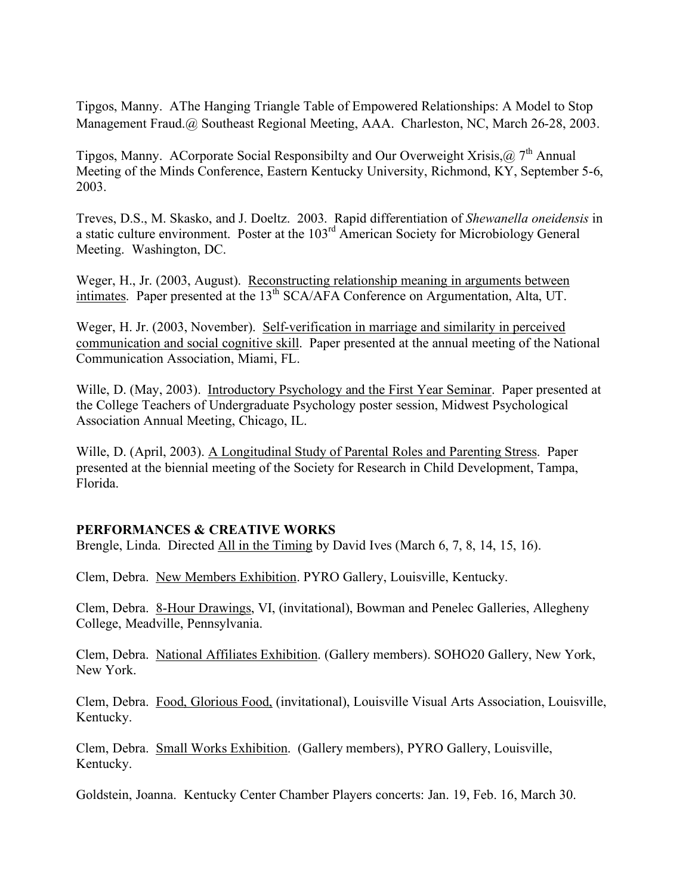Tipgos, Manny. AThe Hanging Triangle Table of Empowered Relationships: A Model to Stop Management Fraud.@ Southeast Regional Meeting, AAA. Charleston, NC, March 26-28, 2003.

Tipgos, Manny. ACorporate Social Responsibilty and Our Overweight Xrisis,@ 7th Annual Meeting of the Minds Conference, Eastern Kentucky University, Richmond, KY, September 5-6, 2003.

Treves, D.S., M. Skasko, and J. Doeltz. 2003. Rapid differentiation of *Shewanella oneidensis* in a static culture environment. Poster at the 103rd American Society for Microbiology General Meeting. Washington, DC.

Weger, H., Jr. (2003, August). Reconstructing relationship meaning in arguments between intimates. Paper presented at the 13th SCA/AFA Conference on Argumentation, Alta, UT.

Weger, H. Jr. (2003, November). Self-verification in marriage and similarity in perceived communication and social cognitive skill. Paper presented at the annual meeting of the National Communication Association, Miami, FL.

Wille, D. (May, 2003). Introductory Psychology and the First Year Seminar. Paper presented at the College Teachers of Undergraduate Psychology poster session, Midwest Psychological Association Annual Meeting, Chicago, IL.

Wille, D. (April, 2003). A Longitudinal Study of Parental Roles and Parenting Stress. Paper presented at the biennial meeting of the Society for Research in Child Development, Tampa, Florida.

**PERFORMANCES & CREATIVE WORKS**

Brengle, Linda. Directed All in the Timing by David Ives (March 6, 7, 8, 14, 15, 16).

Clem, Debra. New Members Exhibition. PYRO Gallery, Louisville, Kentucky.

Clem, Debra. 8-Hour Drawings, VI, (invitational), Bowman and Penelec Galleries, Allegheny College, Meadville, Pennsylvania.

Clem, Debra. National Affiliates Exhibition. (Gallery members). SOHO20 Gallery, New York, New York.

Clem, Debra. Food, Glorious Food, (invitational), Louisville Visual Arts Association, Louisville, Kentucky.

Clem, Debra. Small Works Exhibition. (Gallery members), PYRO Gallery, Louisville, Kentucky.

Goldstein, Joanna. Kentucky Center Chamber Players concerts: Jan. 19, Feb. 16, March 30.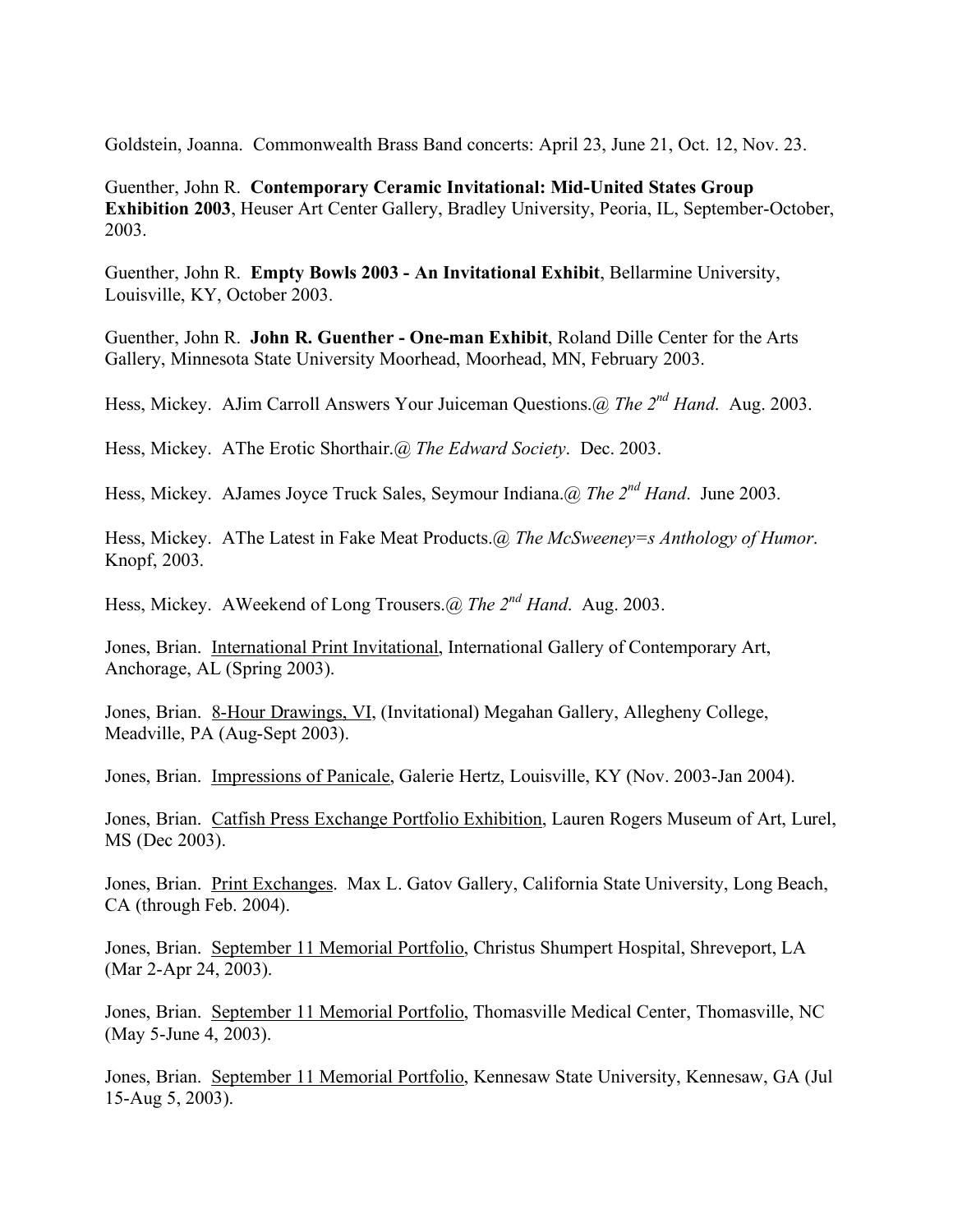Goldstein, Joanna. Commonwealth Brass Band concerts: April 23, June 21, Oct. 12, Nov. 23.

Guenther, John R. **Contemporary Ceramic Invitational: Mid-United States Group Exhibition 2003**, Heuser Art Center Gallery, Bradley University, Peoria, IL, September-October, 2003.

Guenther, John R. **Empty Bowls 2003 - An Invitational Exhibit**, Bellarmine University, Louisville, KY, October 2003.

Guenther, John R. **John R. Guenther - One-man Exhibit**, Roland Dille Center for the Arts Gallery, Minnesota State University Moorhead, Moorhead, MN, February 2003.

Hess, Mickey. AJim Carroll Answers Your Juiceman Questions.@ *The 2nd Hand*. Aug. 2003.

Hess, Mickey. AThe Erotic Shorthair.@ *The Edward Society*. Dec. 2003.

Hess, Mickey. AJames Joyce Truck Sales, Seymour Indiana.@ *The 2nd Hand*. June 2003.

Hess, Mickey. AThe Latest in Fake Meat Products.@ *The McSweeney=s Anthology of Humor*. Knopf, 2003.

Hess, Mickey. AWeekend of Long Trousers.@ *The 2nd Hand*. Aug. 2003.

Jones, Brian. International Print Invitational, International Gallery of Contemporary Art, Anchorage, AL (Spring 2003).

Jones, Brian. 8-Hour Drawings, VI, (Invitational) Megahan Gallery, Allegheny College, Meadville, PA (Aug-Sept 2003).

Jones, Brian. Impressions of Panicale, Galerie Hertz, Louisville, KY (Nov. 2003-Jan 2004).

Jones, Brian. Catfish Press Exchange Portfolio Exhibition, Lauren Rogers Museum of Art, Lurel, MS (Dec 2003).

Jones, Brian. Print Exchanges. Max L. Gatov Gallery, California State University, Long Beach, CA (through Feb. 2004).

Jones, Brian. September 11 Memorial Portfolio, Christus Shumpert Hospital, Shreveport, LA (Mar 2-Apr 24, 2003).

Jones, Brian. September 11 Memorial Portfolio, Thomasville Medical Center, Thomasville, NC (May 5-June 4, 2003).

Jones, Brian. September 11 Memorial Portfolio, Kennesaw State University, Kennesaw, GA (Jul 15-Aug 5, 2003).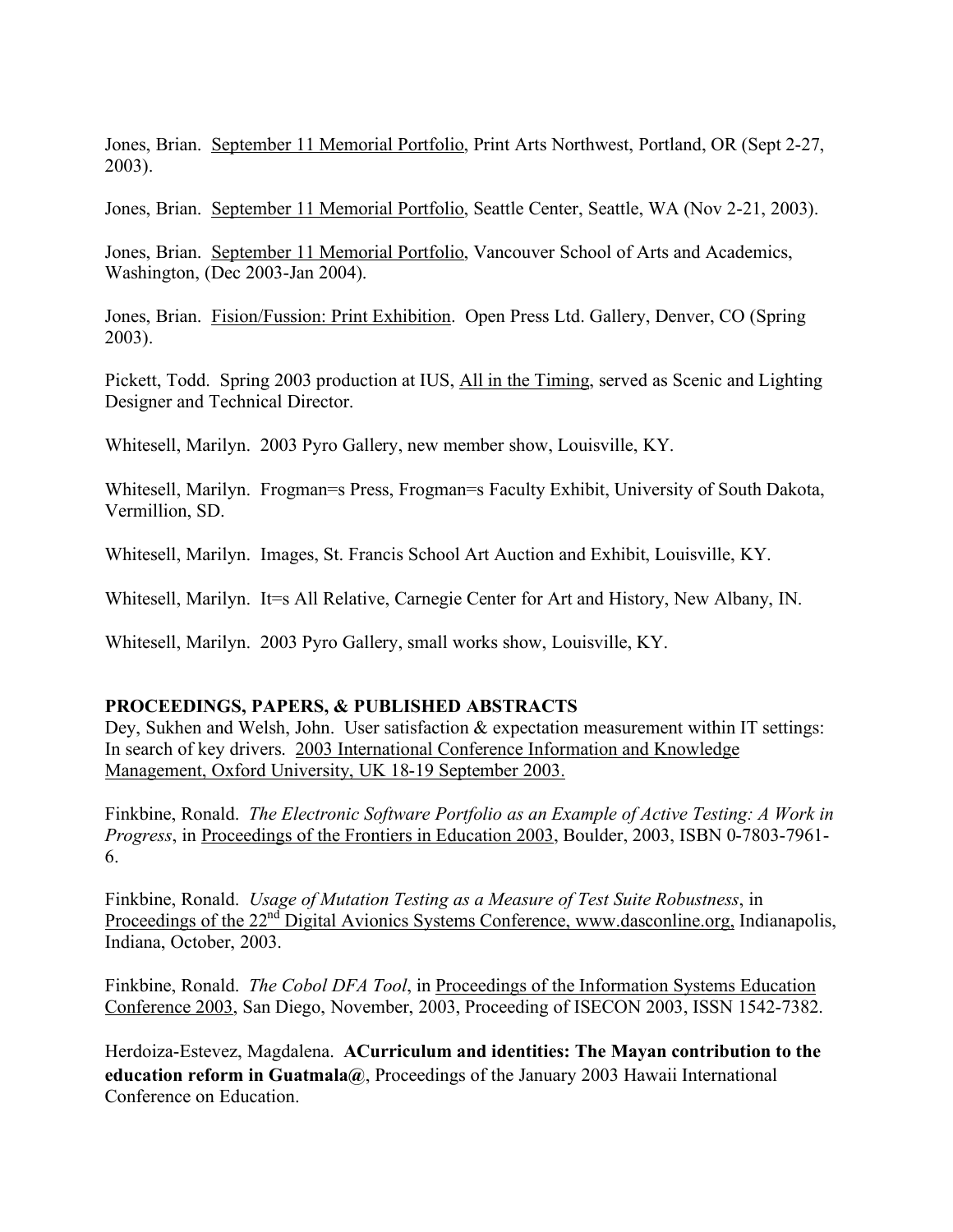Jones, Brian. <u>September 11 Memorial Portfolio</u>, Print Arts Northwest, Portland, OR (Sept 2-27, 2003).

Jones, Brian. <u>September 11 Memorial Portfolio</u>, Seattle Center, Seattle, WA (Nov 2-21, 2003).

Jones, Brian. <u>September 11 Memorial Portfolio</u>, Vancouver School of Arts and Academics, Washington, (Dec 2003-Jan 2004).

Jones, Brian. <u>Fision/Fussion: Print Exhibition</u>. Open Press Ltd. Gallery, Denver, CO (Spring 2003).

Pickett, Todd. Spring 2003 production at IUS, <u>All in the Timing</u>, served as Scenic and Lighting Designer and Technical Director.

Whitesell, Marilyn. 2003 Pyro Gallery, new member show, Louisville, KY.

Whitesell, Marilyn. Frogman=s Press, Frogman=s Faculty Exhibit, University of South Dakota, Vermillion, SD.

Whitesell, Marilyn. Images, St. Francis School Art Auction and Exhibit, Louisville, KY.

Whitesell, Marilyn. It=s All Relative, Carnegie Center for Art and History, New Albany, IN.

Whitesell, Marilyn. 2003 Pyro Gallery, small works show, Louisville, KY.

**PROCEEDINGS, PAPERS, & PUBLISHED ABSTRACTS**

Dey, Sukhen and Welsh, John. User satisfaction & expectation measurement within IT settings: In search of key drivers. <u>2003 International Conference Information and Knowledge Management, Oxford University, UK 18-19 September 2003.</u>

Finkbine, Ronald. *The Electronic Software Portfolio as an Example of Active Testing: A Work in Progress*, in <u>Proceedings of the Frontiers in Education 2003</u>, Boulder, 2003, ISBN 0-7803-7961-6.

Finkbine, Ronald. *Usage of Mutation Testing as a Measure of Test Suite Robustness*, in <u>Proceedings of the 22nd Digital Avionics Systems Conference, www.dasconline.org,</u> Indianapolis, Indiana, October, 2003.

Finkbine, Ronald. *The Cobol DFA Tool*, in <u>Proceedings of the Information Systems Education Conference 2003</u>, San Diego, November, 2003, Proceeding of ISECON 2003, ISSN 1542-7382.

Herdoiza-Estevez, Magdalena. **ACurriculum and identities: The Mayan contribution to the education reform in Guatmala@**, Proceedings of the January 2003 Hawaii International Conference on Education.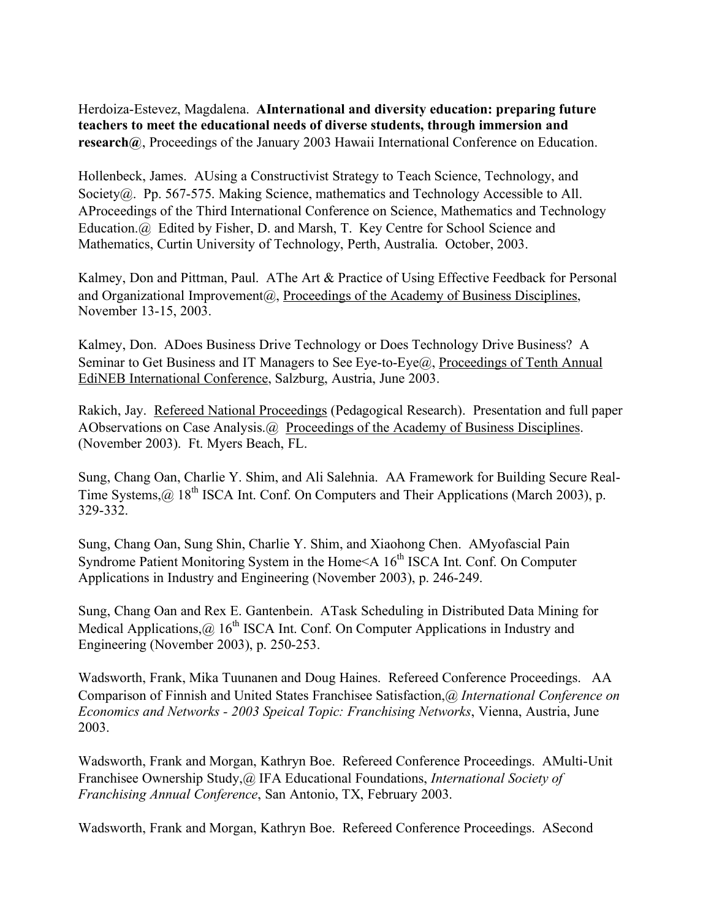Herdoiza-Estevez, Magdalena. **AInternational and diversity education: preparing future teachers to meet the educational needs of diverse students, through immersion and research@**, Proceedings of the January 2003 Hawaii International Conference on Education.

Hollenbeck, James. AUsing a Constructivist Strategy to Teach Science, Technology, and Society@. Pp. 567-575. Making Science, mathematics and Technology Accessible to All. AProceedings of the Third International Conference on Science, Mathematics and Technology Education.@ Edited by Fisher, D. and Marsh, T. Key Centre for School Science and Mathematics, Curtin University of Technology, Perth, Australia. October, 2003.

Kalmey, Don and Pittman, Paul. AThe Art & Practice of Using Effective Feedback for Personal and Organizational Improvement@, <u>Proceedings of the Academy of Business Disciplines</u>, November 13-15, 2003.

Kalmey, Don. ADoes Business Drive Technology or Does Technology Drive Business? A Seminar to Get Business and IT Managers to See Eye-to-Eye@, <u>Proceedings of Tenth Annual EdiNEB International Conference</u>, Salzburg, Austria, June 2003.

Rakich, Jay. <u>Refereed National Proceedings</u> (Pedagogical Research). Presentation and full paper AObservations on Case Analysis.@ <u>Proceedings of the Academy of Business Disciplines</u>. (November 2003). Ft. Myers Beach, FL.

Sung, Chang Oan, Charlie Y. Shim, and Ali Salehnia. AA Framework for Building Secure Real-Time Systems,@ 18th ISCA Int. Conf. On Computers and Their Applications (March 2003), p. 329-332.

Sung, Chang Oan, Sung Shin, Charlie Y. Shim, and Xiaohong Chen. AMyofascial Pain Syndrome Patient Monitoring System in the Home<A 16th ISCA Int. Conf. On Computer Applications in Industry and Engineering (November 2003), p. 246-249.

Sung, Chang Oan and Rex E. Gantenbein. ATask Scheduling in Distributed Data Mining for Medical Applications,@ 16th ISCA Int. Conf. On Computer Applications in Industry and Engineering (November 2003), p. 250-253.

Wadsworth, Frank, Mika Tuunanen and Doug Haines. Refereed Conference Proceedings. AA Comparison of Finnish and United States Franchisee Satisfaction,@ *International Conference on Economics and Networks - 2003 Speical Topic: Franchising Networks*, Vienna, Austria, June 2003.

Wadsworth, Frank and Morgan, Kathryn Boe. Refereed Conference Proceedings. AMulti-Unit Franchisee Ownership Study,@ IFA Educational Foundations, *International Society of Franchising Annual Conference*, San Antonio, TX, February 2003.

Wadsworth, Frank and Morgan, Kathryn Boe. Refereed Conference Proceedings. ASecond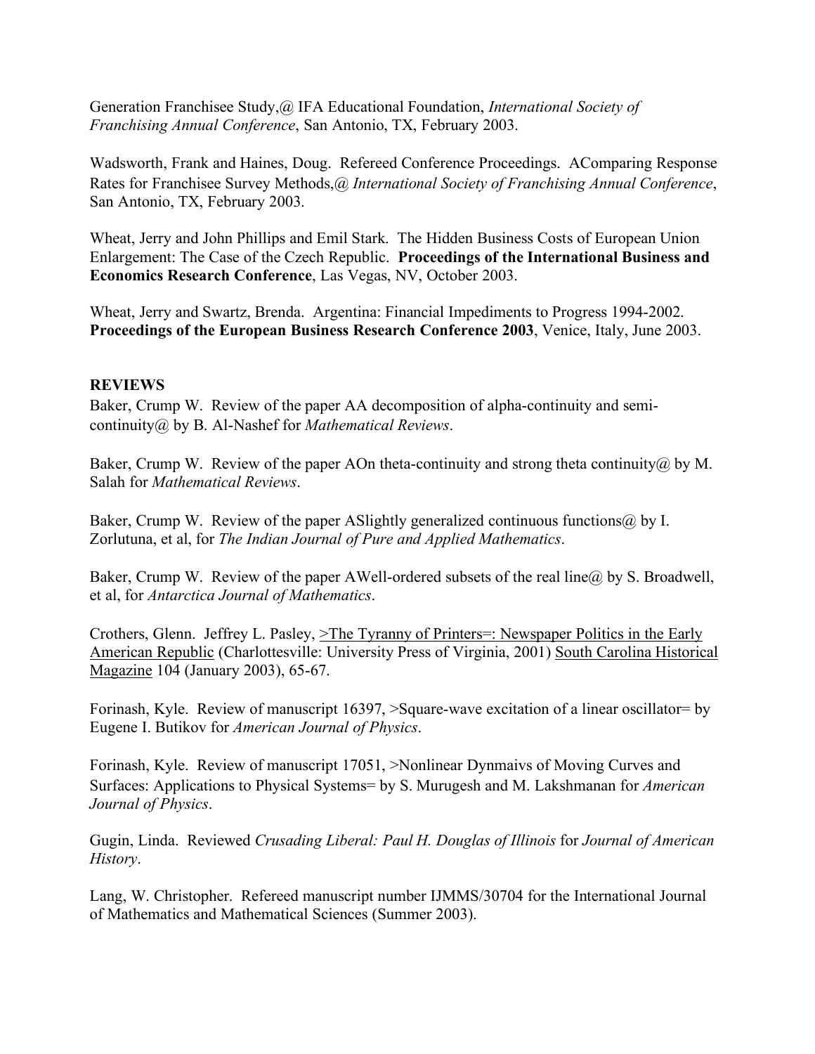Generation Franchisee Study,@ IFA Educational Foundation, *International Society of Franchising Annual Conference*, San Antonio, TX, February 2003.

Wadsworth, Frank and Haines, Doug. Refereed Conference Proceedings. AComparing Response Rates for Franchisee Survey Methods,@ *International Society of Franchising Annual Conference*, San Antonio, TX, February 2003.

Wheat, Jerry and John Phillips and Emil Stark. The Hidden Business Costs of European Union Enlargement: The Case of the Czech Republic. **Proceedings of the International Business and Economics Research Conference**, Las Vegas, NV, October 2003.

Wheat, Jerry and Swartz, Brenda. Argentina: Financial Impediments to Progress 1994-2002. **Proceedings of the European Business Research Conference 2003**, Venice, Italy, June 2003.

## REVIEWS

Baker, Crump W. Review of the paper AA decomposition of alpha-continuity and semi-continuity@ by B. Al-Nashef for *Mathematical Reviews*.

Baker, Crump W. Review of the paper AOn theta-continuity and strong theta continuity@ by M. Salah for *Mathematical Reviews*.

Baker, Crump W. Review of the paper ASlightly generalized continuous functions@ by I. Zorlutuna, et al, for *The Indian Journal of Pure and Applied Mathematics*.

Baker, Crump W. Review of the paper AWell-ordered subsets of the real line@ by S. Broadwell, et al, for *Antarctica Journal of Mathematics*.

Crothers, Glenn. Jeffrey L. Pasley, >The Tyranny of Printers=: Newspaper Politics in the Early American Republic (Charlottesville: University Press of Virginia, 2001) South Carolina Historical Magazine 104 (January 2003), 65-67.

Forinash, Kyle. Review of manuscript 16397, >Square-wave excitation of a linear oscillator= by Eugene I. Butikov for *American Journal of Physics*.

Forinash, Kyle. Review of manuscript 17051, >Nonlinear Dynmaivs of Moving Curves and Surfaces: Applications to Physical Systems= by S. Murugesh and M. Lakshmanan for *American Journal of Physics*.

Gugin, Linda. Reviewed *Crusading Liberal: Paul H. Douglas of Illinois* for *Journal of American History*.

Lang, W. Christopher. Refereed manuscript number IJMMS/30704 for the International Journal of Mathematics and Mathematical Sciences (Summer 2003).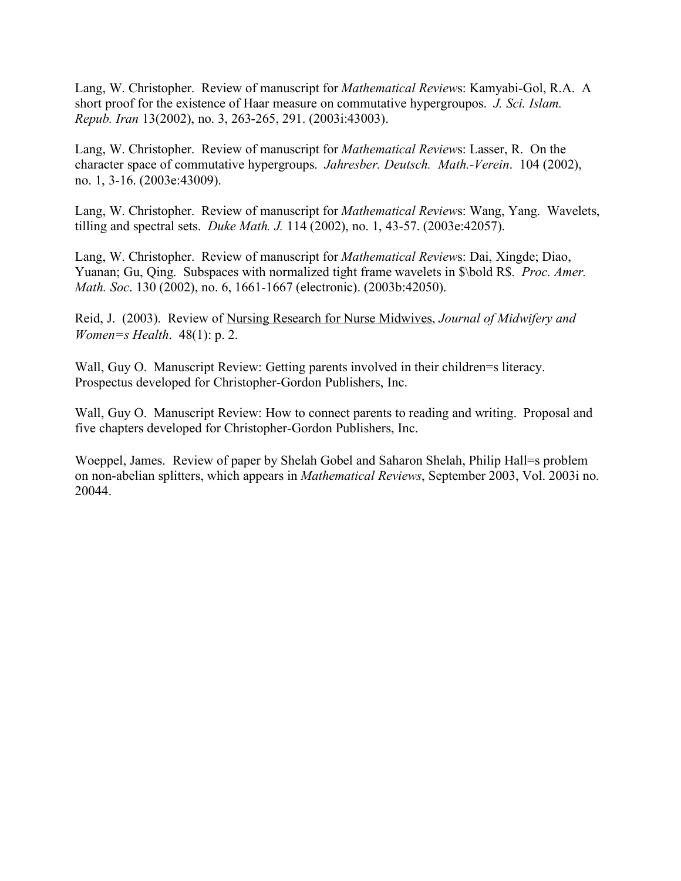Lang, W. Christopher. Review of manuscript for *Mathematical Reviews*: Kamyabi-Gol, R.A. A short proof for the existence of Haar measure on commutative hypergroupos. *J. Sci. Islam. Repub. Iran* 13(2002), no. 3, 263-265, 291. (2003i:43003).

Lang, W. Christopher. Review of manuscript for *Mathematical Reviews*: Lasser, R. On the character space of commutative hypergroups. *Jahresber. Deutsch. Math.-Verein*. 104 (2002), no. 1, 3-16. (2003e:43009).

Lang, W. Christopher. Review of manuscript for *Mathematical Reviews*: Wang, Yang. Wavelets, tilling and spectral sets. *Duke Math. J.* 114 (2002), no. 1, 43-57. (2003e:42057).

Lang, W. Christopher. Review of manuscript for *Mathematical Reviews*: Dai, Xingde; Diao, Yuanan; Gu, Qing. Subspaces with normalized tight frame wavelets in $\bold R$. *Proc. Amer. Math. Soc*. 130 (2002), no. 6, 1661-1667 (electronic). (2003b:42050).

Reid, J. (2003). Review of Nursing Research for Nurse Midwives, *Journal of Midwifery and Women=s Health*. 48(1): p. 2.

Wall, Guy O. Manuscript Review: Getting parents involved in their children=s literacy. Prospectus developed for Christopher-Gordon Publishers, Inc.

Wall, Guy O. Manuscript Review: How to connect parents to reading and writing. Proposal and five chapters developed for Christopher-Gordon Publishers, Inc.

Woeppel, James. Review of paper by Shelah Gobel and Saharon Shelah, Philip Hall=s problem on non-abelian splitters, which appears in *Mathematical Reviews*, September 2003, Vol. 2003i no. 20044.